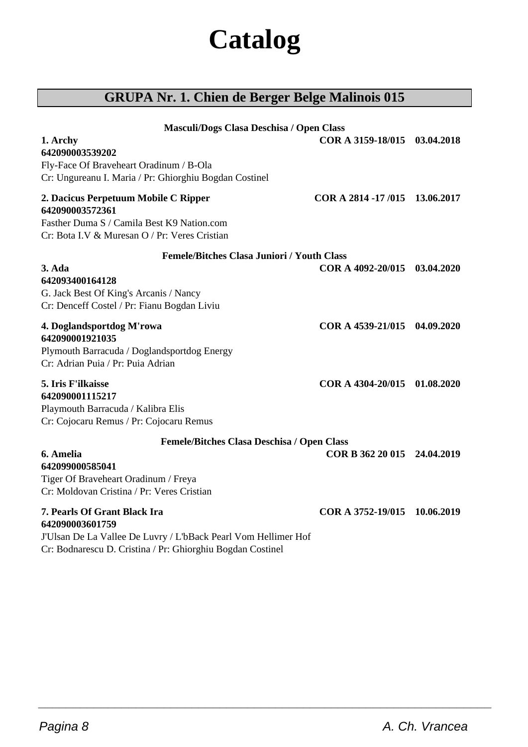# Catalog

## GRUPA Nr. 1. Chien de Berger Belge Malinois 015

**Masculi/Dogs Clasa Deschisa / Open Class**

**1. Archy** **COR A 3159-18/015 03.04.2018**
**642090003539202**
Fly-Face Of Braveheart Oradinum / B-Ola
Cr: Ungureanu I. Maria / Pr: Ghiorghiu Bogdan Costinel

**2. Dacicus Perpetuum Mobile C Ripper** **COR A 2814 -17 /015 13.06.2017**
**642090003572361**
Fasther Duma S / Camila Best K9 Nation.com
Cr: Bota I.V & Muresan O / Pr: Veres Cristian

**Femele/Bitches Clasa Juniori / Youth Class**

**3. Ada** **COR A 4092-20/015 03.04.2020**
**642093400164128**
G. Jack Best Of King's Arcanis / Nancy
Cr: Denceff Costel / Pr: Fianu Bogdan Liviu

**4. Doglandsportdog M'rowa** **COR A 4539-21/015 04.09.2020**
**642090001921035**
Plymouth Barracuda / Doglandsportdog Energy
Cr: Adrian Puia / Pr: Puia Adrian

**5. Iris F'ilkaisse** **COR A 4304-20/015 01.08.2020**
**642090001115217**
Playmouth Barracuda / Kalibra Elis
Cr: Cojocaru Remus / Pr: Cojocaru Remus

**Femele/Bitches Clasa Deschisa / Open Class**

**6. Amelia** **COR B 362 20 015 24.04.2019**
**642099000585041**
Tiger Of Braveheart Oradinum / Freya
Cr: Moldovan Cristina / Pr: Veres Cristian

**7. Pearls Of Grant Black Ira** **COR A 3752-19/015 10.06.2019**
**642090003601759**
J'Ulsan De La Vallee De Luvry / L'bBack Pearl Vom Hellimer Hof
Cr: Bodnarescu D. Cristina / Pr: Ghiorghiu Bogdan Costinel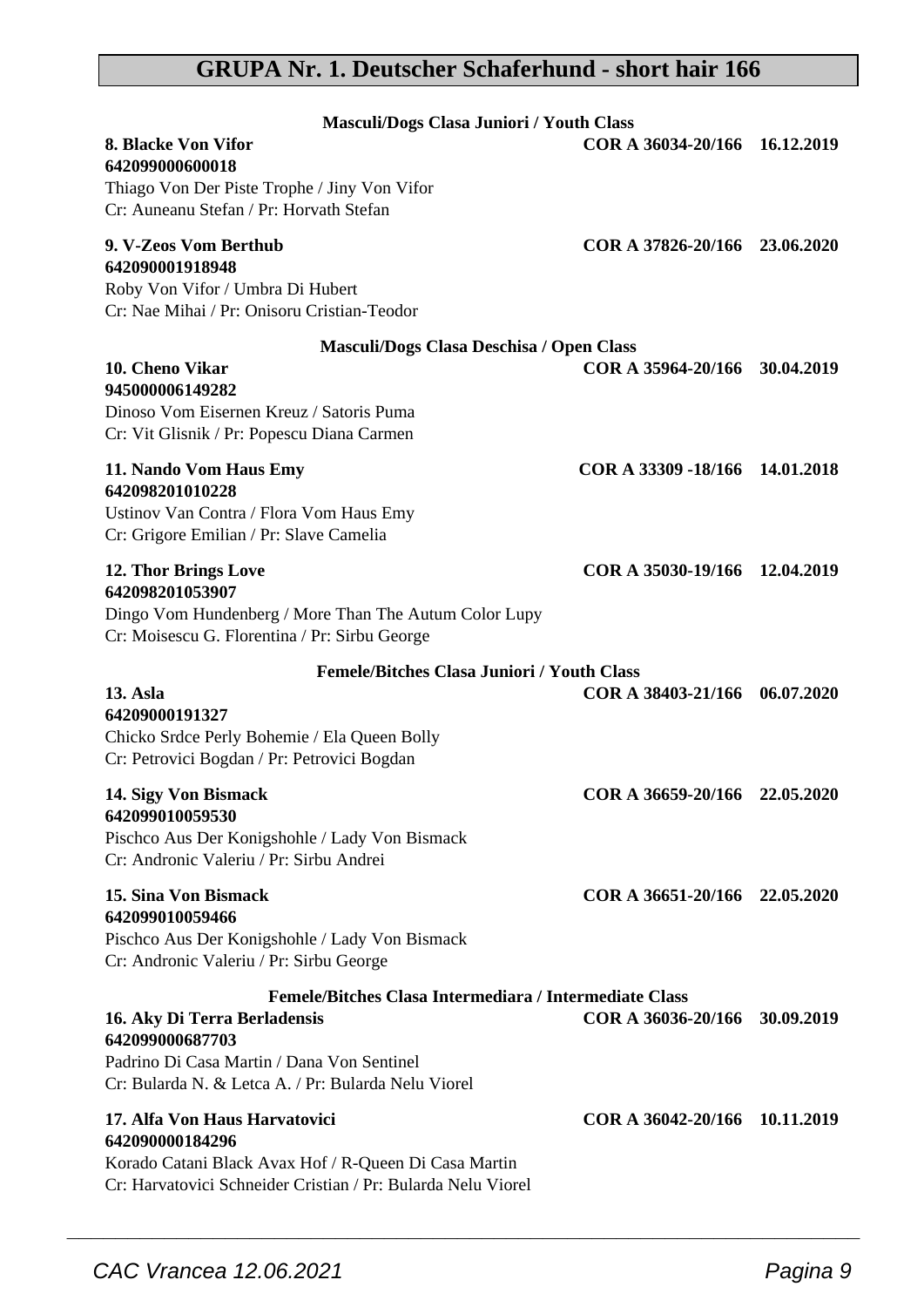## GRUPA Nr. 1. Deutscher Schaferhund - short hair 166

### Masculi/Dogs Clasa Juniori / Youth Class

**8. Blacke Von Vifor** **COR A 36034-20/166 16.12.2019**
**642099000600018**
Thiago Von Der Piste Trophe / Jiny Von Vifor
Cr: Auneanu Stefan / Pr: Horvath Stefan

**9. V-Zeos Vom Berthub** **COR A 37826-20/166 23.06.2020**
**642090001918948**
Roby Von Vifor / Umbra Di Hubert
Cr: Nae Mihai / Pr: Onisoru Cristian-Teodor

### Masculi/Dogs Clasa Deschisa / Open Class

**10. Cheno Vikar** **COR A 35964-20/166 30.04.2019**
**945000006149282**
Dinoso Vom Eisernen Kreuz / Satoris Puma
Cr: Vit Glisnik / Pr: Popescu Diana Carmen

**11. Nando Vom Haus Emy** **COR A 33309 -18/166 14.01.2018**
**642098201010228**
Ustinov Van Contra / Flora Vom Haus Emy
Cr: Grigore Emilian / Pr: Slave Camelia

**12. Thor Brings Love** **COR A 35030-19/166 12.04.2019**
**642098201053907**
Dingo Vom Hundenberg / More Than The Autum Color Lupy
Cr: Moisescu G. Florentina / Pr: Sirbu George

### Femele/Bitches Clasa Juniori / Youth Class

**13. Asla** **COR A 38403-21/166 06.07.2020**
**64209000191327**
Chicko Srdce Perly Bohemie / Ela Queen Bolly
Cr: Petrovici Bogdan / Pr: Petrovici Bogdan

**14. Sigy Von Bismack** **COR A 36659-20/166 22.05.2020**
**642099010059530**
Pischco Aus Der Konigshohle / Lady Von Bismack
Cr: Andronic Valeriu / Pr: Sirbu Andrei

**15. Sina Von Bismack** **COR A 36651-20/166 22.05.2020**
**642099010059466**
Pischco Aus Der Konigshohle / Lady Von Bismack
Cr: Andronic Valeriu / Pr: Sirbu George

### Femele/Bitches Clasa Intermediara / Intermediate Class

**16. Aky Di Terra Berladensis** **COR A 36036-20/166 30.09.2019**
**642099000687703**
Padrino Di Casa Martin / Dana Von Sentinel
Cr: Bularda N. & Letca A. / Pr: Bularda Nelu Viorel

**17. Alfa Von Haus Harvatovici** **COR A 36042-20/166 10.11.2019**
**642090000184296**
Korado Catani Black Avax Hof / R-Queen Di Casa Martin
Cr: Harvatovici Schneider Cristian / Pr: Bularda Nelu Viorel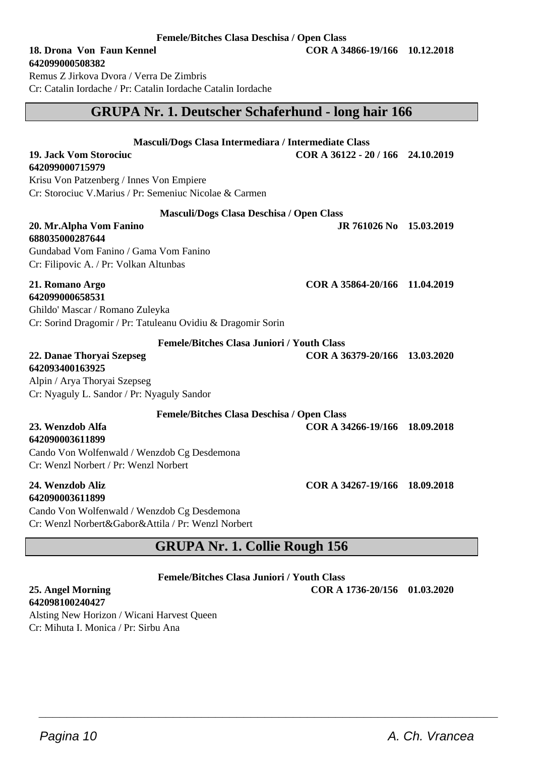**Femele/Bitches Clasa Deschisa / Open Class**

**18. Drona Von Faun Kennel** **COR A 34866-19/166 10.12.2018**
**642099000508382**
Remus Z Jirkova Dvora / Verra De Zimbris
Cr: Catalin Iordache / Pr: Catalin Iordache Catalin Iordache

## GRUPA Nr. 1. Deutscher Schaferhund - long hair 166

**Masculi/Dogs Clasa Intermediara / Intermediate Class**

**19. Jack Vom Storociuc** **COR A 36122 - 20 / 166 24.10.2019**
**642099000715979**
Krisu Von Patzenberg / Innes Von Empiere
Cr: Storociuc V.Marius / Pr: Semeniuc Nicolae & Carmen

**Masculi/Dogs Clasa Deschisa / Open Class**

**20. Mr.Alpha Vom Fanino** **JR 761026 No 15.03.2019**
**688035000287644**
Gundabad Vom Fanino / Gama Vom Fanino
Cr: Filipovic A. / Pr: Volkan Altunbas

**21. Romano Argo** **COR A 35864-20/166 11.04.2019**
**642099000658531**
Ghildo' Mascar / Romano Zuleyka
Cr: Sorind Dragomir / Pr: Tatuleanu Ovidiu & Dragomir Sorin

**Femele/Bitches Clasa Juniori / Youth Class**

**22. Danae Thoryai Szepseg** **COR A 36379-20/166 13.03.2020**
**642093400163925**
Alpin / Arya Thoryai Szepseg
Cr: Nyaguly L. Sandor / Pr: Nyaguly Sandor

**Femele/Bitches Clasa Deschisa / Open Class**

**23. Wenzdob Alfa** **COR A 34266-19/166 18.09.2018**
**642090003611899**
Cando Von Wolfenwald / Wenzdob Cg Desdemona
Cr: Wenzl Norbert / Pr: Wenzl Norbert

**24. Wenzdob Aliz** **COR A 34267-19/166 18.09.2018**
**642090003611899**
Cando Von Wolfenwald / Wenzdob Cg Desdemona
Cr: Wenzl Norbert&Gabor&Attila / Pr: Wenzl Norbert

## GRUPA Nr. 1. Collie Rough 156

**Femele/Bitches Clasa Juniori / Youth Class**

**25. Angel Morning** **COR A 1736-20/156 01.03.2020**
**642098100240427**
Alsting New Horizon / Wicani Harvest Queen
Cr: Mihuta I. Monica / Pr: Sirbu Ana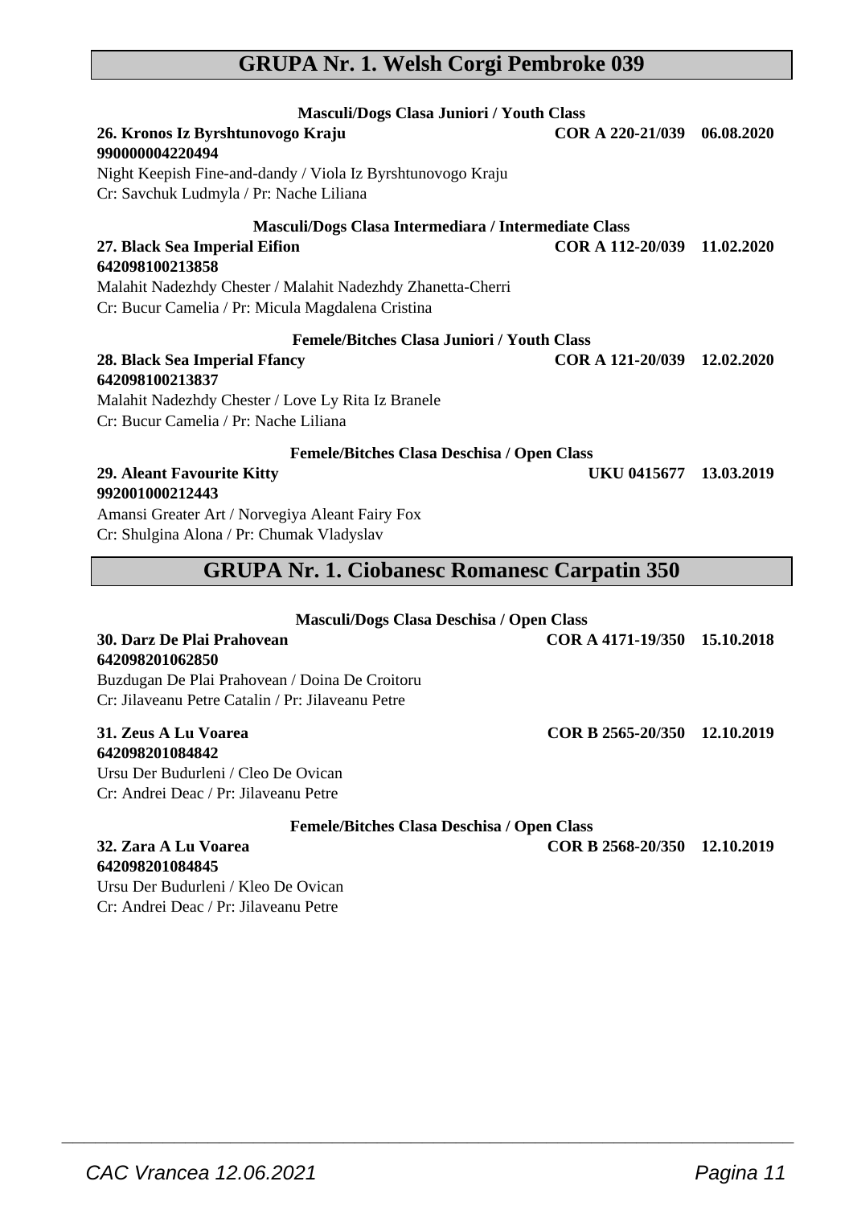## GRUPA Nr. 1. Welsh Corgi Pembroke 039

**Masculi/Dogs Clasa Juniori / Youth Class**

**26. Kronos Iz Byrshtunovogo Kraju** **COR A 220-21/039 06.08.2020**
**990000004220494**
Night Keepish Fine-and-dandy / Viola Iz Byrshtunovogo Kraju
Cr: Savchuk Ludmyla / Pr: Nache Liliana

**Masculi/Dogs Clasa Intermediara / Intermediate Class**

**27. Black Sea Imperial Eifion** **COR A 112-20/039 11.02.2020**
**642098100213858**
Malahit Nadezhdy Chester / Malahit Nadezhdy Zhanetta-Cherri
Cr: Bucur Camelia / Pr: Micula Magdalena Cristina

**Femele/Bitches Clasa Juniori / Youth Class**

**28. Black Sea Imperial Ffancy** **COR A 121-20/039 12.02.2020**
**642098100213837**
Malahit Nadezhdy Chester / Love Ly Rita Iz Branele
Cr: Bucur Camelia / Pr: Nache Liliana

**Femele/Bitches Clasa Deschisa / Open Class**

**29. Aleant Favourite Kitty** **UKU 0415677 13.03.2019**
**992001000212443**
Amansi Greater Art / Norvegiya Aleant Fairy Fox
Cr: Shulgina Alona / Pr: Chumak Vladyslav

## GRUPA Nr. 1. Ciobanesc Romanesc Carpatin 350

**Masculi/Dogs Clasa Deschisa / Open Class**

**30. Darz De Plai Prahovean** **COR A 4171-19/350 15.10.2018**
**642098201062850**
Buzdugan De Plai Prahovean / Doina De Croitoru
Cr: Jilaveanu Petre Catalin / Pr: Jilaveanu Petre

**31. Zeus A Lu Voarea** **COR B 2565-20/350 12.10.2019**
**642098201084842**
Ursu Der Budurleni / Cleo De Ovican
Cr: Andrei Deac / Pr: Jilaveanu Petre

**Femele/Bitches Clasa Deschisa / Open Class**

**32. Zara A Lu Voarea** **COR B 2568-20/350 12.10.2019**
**642098201084845**
Ursu Der Budurleni / Kleo De Ovican
Cr: Andrei Deac / Pr: Jilaveanu Petre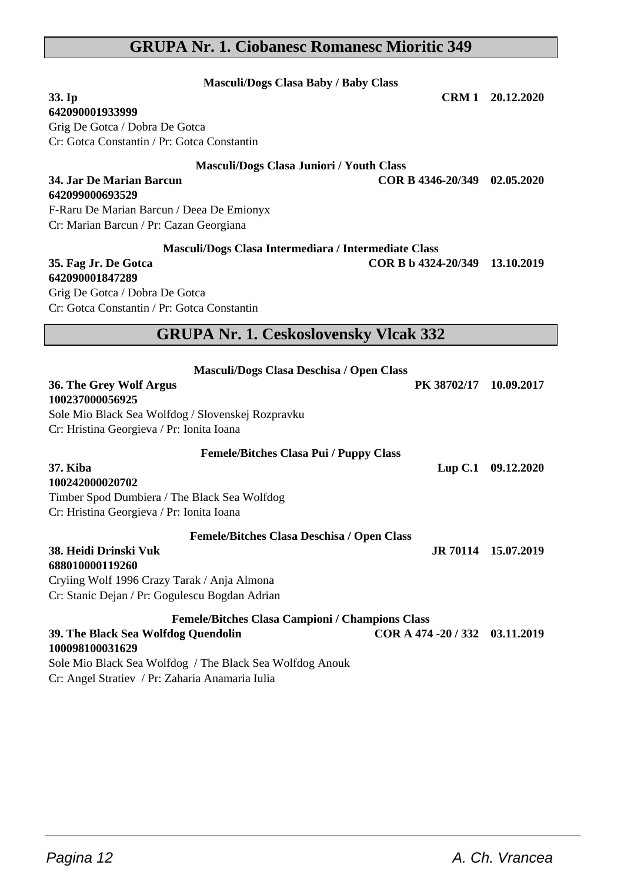## GRUPA Nr. 1. Ciobanesc Romanesc Mioritic 349

**Masculi/Dogs Clasa Baby / Baby Class**

**33. Ip** **CRM 1 20.12.2020**
**642090001933999**
Grig De Gotca / Dobra De Gotca
Cr: Gotca Constantin / Pr: Gotca Constantin

**Masculi/Dogs Clasa Juniori / Youth Class**

**34. Jar De Marian Barcun** **COR B 4346-20/349 02.05.2020**
**642099000693529**
F-Raru De Marian Barcun / Deea De Emionyx
Cr: Marian Barcun / Pr: Cazan Georgiana

**Masculi/Dogs Clasa Intermediara / Intermediate Class**

**35. Fag Jr. De Gotca** **COR B b 4324-20/349 13.10.2019**
**642090001847289**
Grig De Gotca / Dobra De Gotca
Cr: Gotca Constantin / Pr: Gotca Constantin

## GRUPA Nr. 1. Ceskoslovensky Vlcak 332

**Masculi/Dogs Clasa Deschisa / Open Class**

**36. The Grey Wolf Argus** **PK 38702/17 10.09.2017**
**100237000056925**
Sole Mio Black Sea Wolfdog / Slovenskej Rozpravku
Cr: Hristina Georgieva / Pr: Ionita Ioana

**Femele/Bitches Clasa Pui / Puppy Class**

**37. Kiba** **Lup C.1 09.12.2020**
**100242000020702**
Timber Spod Dumbiera / The Black Sea Wolfdog
Cr: Hristina Georgieva / Pr: Ionita Ioana

**Femele/Bitches Clasa Deschisa / Open Class**

**38. Heidi Drinski Vuk** **JR 70114 15.07.2019**
**688010000119260**
Cryiing Wolf 1996 Crazy Tarak / Anja Almona
Cr: Stanic Dejan / Pr: Gogulescu Bogdan Adrian

**Femele/Bitches Clasa Campioni / Champions Class**

**39. The Black Sea Wolfdog Quendolin** **COR A 474 -20 / 332 03.11.2019**
**100098100031629**
Sole Mio Black Sea Wolfdog / The Black Sea Wolfdog Anouk
Cr: Angel Stratiev / Pr: Zaharia Anamaria Iulia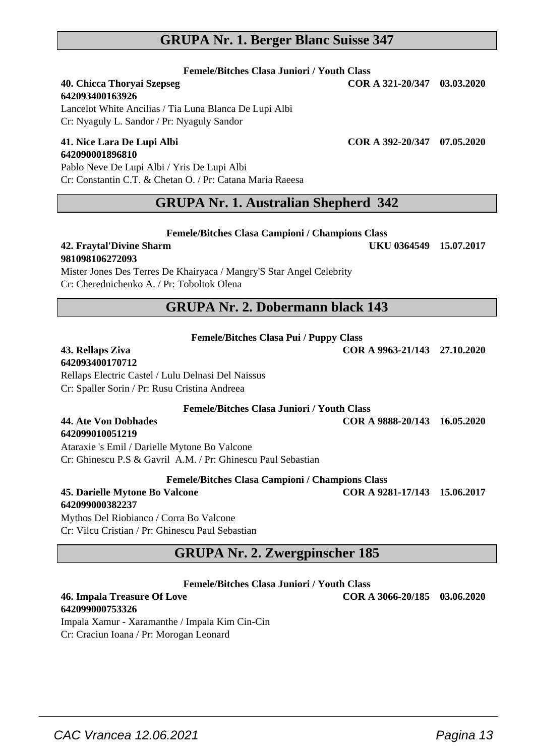## GRUPA Nr. 1. Berger Blanc Suisse 347

**Femele/Bitches Clasa Juniori / Youth Class**

**40. Chicca Thoryai Szepseg** **COR A 321-20/347 03.03.2020**
**642093400163926**
Lancelot White Ancilias / Tia Luna Blanca De Lupi Albi
Cr: Nyaguly L. Sandor / Pr: Nyaguly Sandor

**41. Nice Lara De Lupi Albi** **COR A 392-20/347 07.05.2020**
**642090001896810**
Pablo Neve De Lupi Albi / Yris De Lupi Albi
Cr: Constantin C.T. & Chetan O. / Pr: Catana Maria Raeesa

## GRUPA Nr. 1. Australian Shepherd 342

**Femele/Bitches Clasa Campioni / Champions Class**

**42. Fraytal'Divine Sharm** **UKU 0364549 15.07.2017**
**981098106272093**
Mister Jones Des Terres De Khairyaca / Mangry'S Star Angel Celebrity
Cr: Cherednichenko A. / Pr: Toboltok Olena

## GRUPA Nr. 2. Dobermann black 143

**Femele/Bitches Clasa Pui / Puppy Class**

**43. Rellaps Ziva** **COR A 9963-21/143 27.10.2020**
**642093400170712**
Rellaps Electric Castel / Lulu Delnasi Del Naissus
Cr: Spaller Sorin / Pr: Rusu Cristina Andreea

**Femele/Bitches Clasa Juniori / Youth Class**

**44. Ate Von Dobhades** **COR A 9888-20/143 16.05.2020**
**642099010051219**
Ataraxie 's Emil / Darielle Mytone Bo Valcone
Cr: Ghinescu P.S & Gavril A.M. / Pr: Ghinescu Paul Sebastian

**Femele/Bitches Clasa Campioni / Champions Class**

**45. Darielle Mytone Bo Valcone** **COR A 9281-17/143 15.06.2017**
**642099000382237**
Mythos Del Riobianco / Corra Bo Valcone
Cr: Vilcu Cristian / Pr: Ghinescu Paul Sebastian

## GRUPA Nr. 2. Zwergpinscher 185

**Femele/Bitches Clasa Juniori / Youth Class**

**46. Impala Treasure Of Love** **COR A 3066-20/185 03.06.2020**
**642099000753326**
Impala Xamur - Xaramanthe / Impala Kim Cin-Cin
Cr: Craciun Ioana / Pr: Morogan Leonard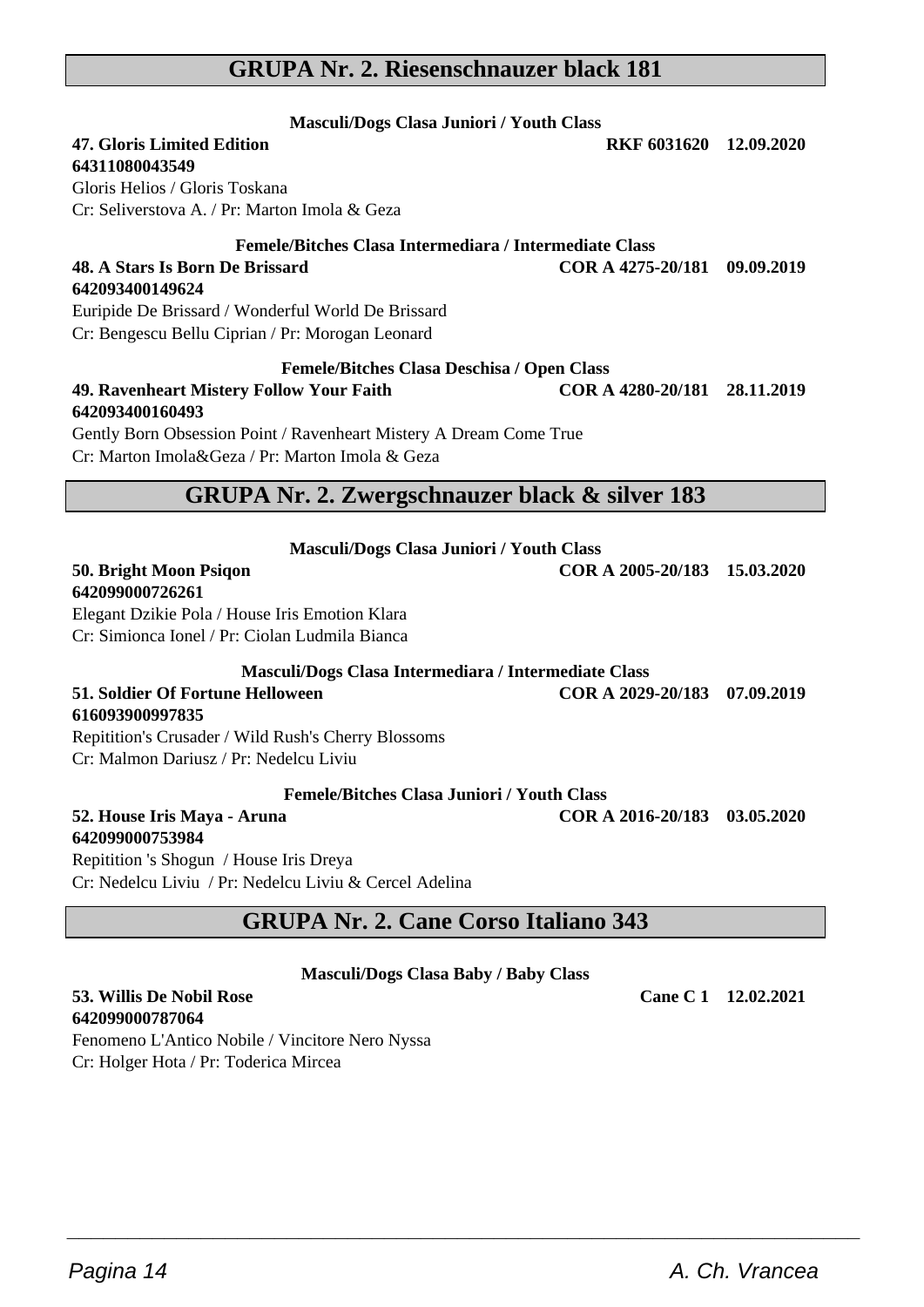## GRUPA Nr. 2. Riesenschnauzer black 181

**Masculi/Dogs Clasa Juniori / Youth Class**

**47. Gloris Limited Edition** **RKF 6031620 12.09.2020**
**64311080043549**
Gloris Helios / Gloris Toskana
Cr: Seliverstova A. / Pr: Marton Imola & Geza

**Femele/Bitches Clasa Intermediara / Intermediate Class**

**48. A Stars Is Born De Brissard** **COR A 4275-20/181 09.09.2019**
**642093400149624**
Euripide De Brissard / Wonderful World De Brissard
Cr: Bengescu Bellu Ciprian / Pr: Morogan Leonard

**Femele/Bitches Clasa Deschisa / Open Class**

**49. Ravenheart Mistery Follow Your Faith** **COR A 4280-20/181 28.11.2019**
**642093400160493**
Gently Born Obsession Point / Ravenheart Mistery A Dream Come True
Cr: Marton Imola&Geza / Pr: Marton Imola & Geza

## GRUPA Nr. 2. Zwergschnauzer black & silver 183

**Masculi/Dogs Clasa Juniori / Youth Class**

**50. Bright Moon Psiqon** **COR A 2005-20/183 15.03.2020**
**642099000726261**
Elegant Dzikie Pola / House Iris Emotion Klara
Cr: Simionca Ionel / Pr: Ciolan Ludmila Bianca

**Masculi/Dogs Clasa Intermediara / Intermediate Class**

**51. Soldier Of Fortune Helloween** **COR A 2029-20/183 07.09.2019**
**616093900997835**
Repitition's Crusader / Wild Rush's Cherry Blossoms
Cr: Malmon Dariusz / Pr: Nedelcu Liviu

**Femele/Bitches Clasa Juniori / Youth Class**

**52. House Iris Maya - Aruna** **COR A 2016-20/183 03.05.2020**
**642099000753984**
Repitition 's Shogun / House Iris Dreya
Cr: Nedelcu Liviu / Pr: Nedelcu Liviu & Cercel Adelina

## GRUPA Nr. 2. Cane Corso Italiano 343

**Masculi/Dogs Clasa Baby / Baby Class**

**53. Willis De Nobil Rose** **Cane C 1 12.02.2021**
**642099000787064**
Fenomeno L'Antico Nobile / Vincitore Nero Nyssa
Cr: Holger Hota / Pr: Toderica Mircea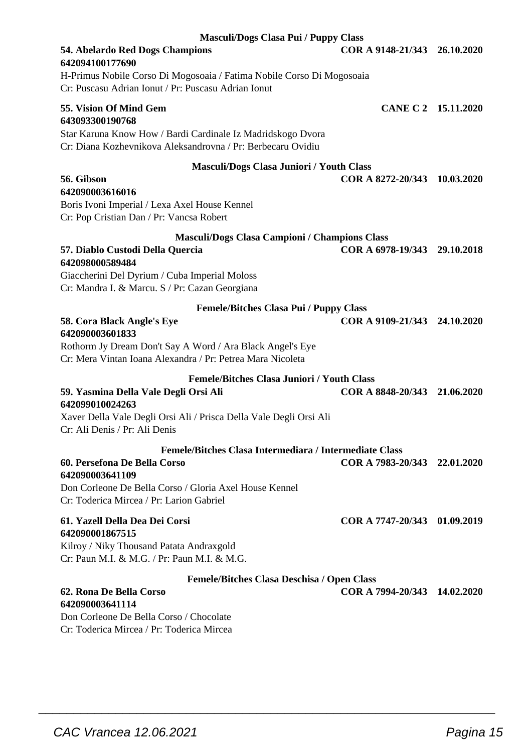**Masculi/Dogs Clasa Pui / Puppy Class**

**54. Abelardo Red Dogs Champions** **COR A 9148-21/343 26.10.2020**
**642094100177690**
H-Primus Nobile Corso Di Mogosoaia / Fatima Nobile Corso Di Mogosoaia
Cr: Puscasu Adrian Ionut / Pr: Puscasu Adrian Ionut

**55. Vision Of Mind Gem** **CANE C 2 15.11.2020**
**643093300190768**
Star Karuna Know How / Bardi Cardinale Iz Madridskogo Dvora
Cr: Diana Kozhevnikova Aleksandrovna / Pr: Berbecaru Ovidiu

**Masculi/Dogs Clasa Juniori / Youth Class**

**56. Gibson** **COR A 8272-20/343 10.03.2020**
**642090003616016**
Boris Ivoni Imperial / Lexa Axel House Kennel
Cr: Pop Cristian Dan / Pr: Vancsa Robert

**Masculi/Dogs Clasa Campioni / Champions Class**

**57. Diablo Custodi Della Quercia** **COR A 6978-19/343 29.10.2018**
**642098000589484**
Giaccherini Del Dyrium / Cuba Imperial Moloss
Cr: Mandra I. & Marcu. S / Pr: Cazan Georgiana

**Femele/Bitches Clasa Pui / Puppy Class**

**58. Cora Black Angle's Eye** **COR A 9109-21/343 24.10.2020**
**642090003601833**
Rothorm Jy Dream Don't Say A Word / Ara Black Angel's Eye
Cr: Mera Vintan Ioana Alexandra / Pr: Petrea Mara Nicoleta

**Femele/Bitches Clasa Juniori / Youth Class**

**59. Yasmina Della Vale Degli Orsi Ali** **COR A 8848-20/343 21.06.2020**
**642099010024263**
Xaver Della Vale Degli Orsi Ali / Prisca Della Vale Degli Orsi Ali
Cr: Ali Denis / Pr: Ali Denis

**Femele/Bitches Clasa Intermediara / Intermediate Class**

**60. Persefona De Bella Corso** **COR A 7983-20/343 22.01.2020**
**642090003641109**
Don Corleone De Bella Corso / Gloria Axel House Kennel
Cr: Toderica Mircea / Pr: Larion Gabriel

**61. Yazell Della Dea Dei Corsi** **COR A 7747-20/343 01.09.2019**
**642090001867515**
Kilroy / Niky Thousand Patata Andraxgold
Cr: Paun M.I. & M.G. / Pr: Paun M.I. & M.G.

**Femele/Bitches Clasa Deschisa / Open Class**

**62. Rona De Bella Corso** **COR A 7994-20/343 14.02.2020**
**642090003641114**
Don Corleone De Bella Corso / Chocolate
Cr: Toderica Mircea / Pr: Toderica Mircea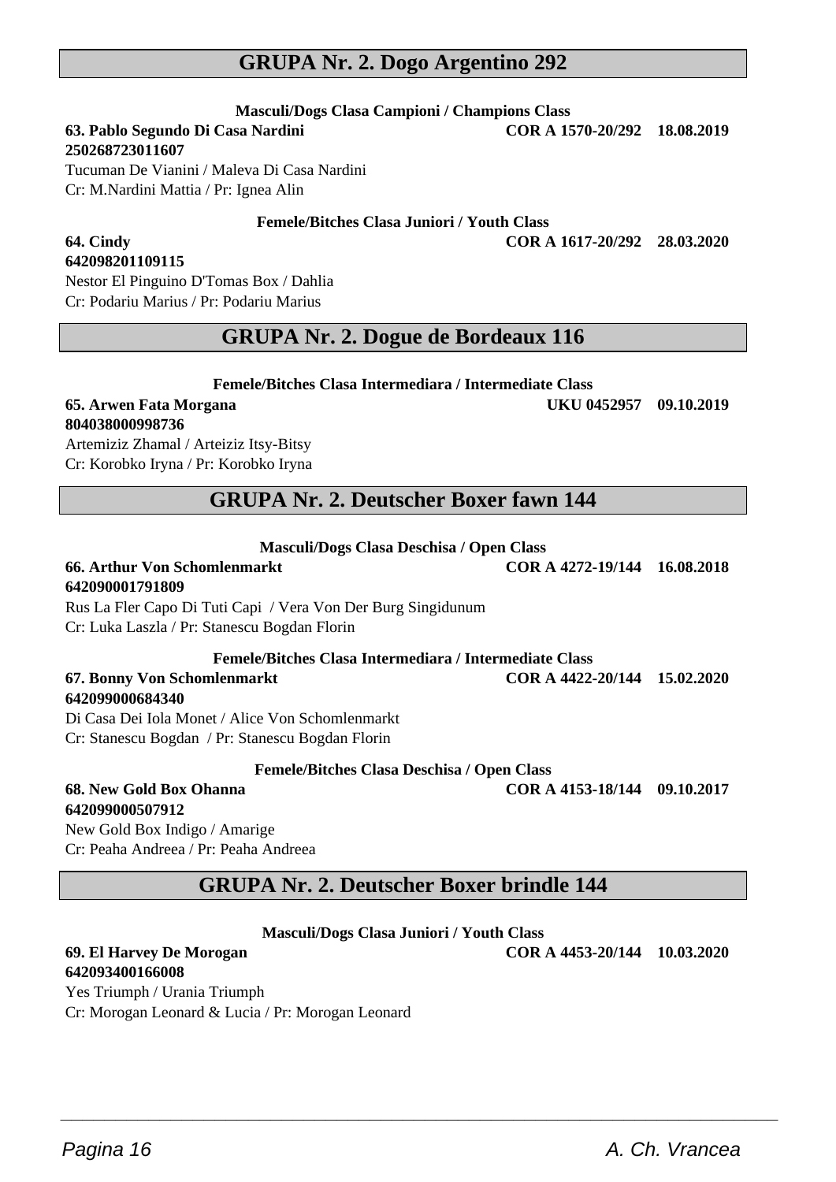## GRUPA Nr. 2. Dogo Argentino 292

**Masculi/Dogs Clasa Campioni / Champions Class**

**63. Pablo Segundo Di Casa Nardini** **COR A 1570-20/292 18.08.2019**
**250268723011607**
Tucuman De Vianini / Maleva Di Casa Nardini
Cr: M.Nardini Mattia / Pr: Ignea Alin

**Femele/Bitches Clasa Juniori / Youth Class**

**64. Cindy** **COR A 1617-20/292 28.03.2020**
**642098201109115**
Nestor El Pinguino D'Tomas Box / Dahlia
Cr: Podariu Marius / Pr: Podariu Marius

## GRUPA Nr. 2. Dogue de Bordeaux 116

**Femele/Bitches Clasa Intermediara / Intermediate Class**

**65. Arwen Fata Morgana** **UKU 0452957 09.10.2019**
**804038000998736**
Artemiziz Zhamal / Arteiziz Itsy-Bitsy
Cr: Korobko Iryna / Pr: Korobko Iryna

## GRUPA Nr. 2. Deutscher Boxer fawn 144

**Masculi/Dogs Clasa Deschisa / Open Class**

**66. Arthur Von Schomlenmarkt** **COR A 4272-19/144 16.08.2018**
**642090001791809**
Rus La Fler Capo Di Tuti Capi / Vera Von Der Burg Singidunum
Cr: Luka Laszla / Pr: Stanescu Bogdan Florin

**Femele/Bitches Clasa Intermediara / Intermediate Class**

**67. Bonny Von Schomlenmarkt** **COR A 4422-20/144 15.02.2020**
**642099000684340**
Di Casa Dei Iola Monet / Alice Von Schomlenmarkt
Cr: Stanescu Bogdan / Pr: Stanescu Bogdan Florin

**Femele/Bitches Clasa Deschisa / Open Class**

**68. New Gold Box Ohanna** **COR A 4153-18/144 09.10.2017**
**642099000507912**
New Gold Box Indigo / Amarige
Cr: Peaha Andreea / Pr: Peaha Andreea

## GRUPA Nr. 2. Deutscher Boxer brindle 144

**Masculi/Dogs Clasa Juniori / Youth Class**

**69. El Harvey De Morogan** **COR A 4453-20/144 10.03.2020**
**642093400166008**
Yes Triumph / Urania Triumph
Cr: Morogan Leonard & Lucia / Pr: Morogan Leonard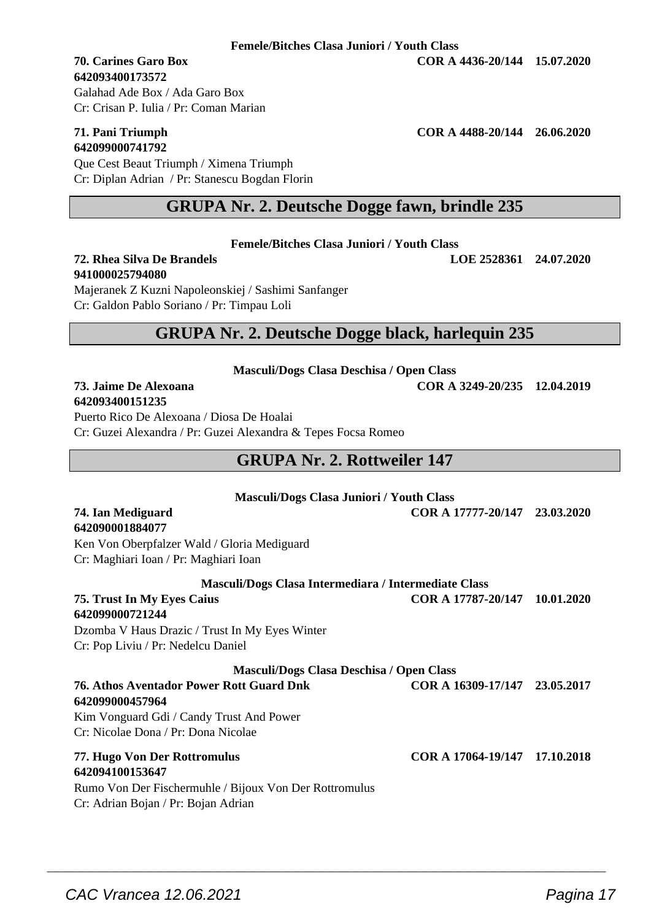**Femele/Bitches Clasa Juniori / Youth Class**

**70. Carines Garo Box** **COR A 4436-20/144 15.07.2020**
**642093400173572**
Galahad Ade Box / Ada Garo Box
Cr: Crisan P. Iulia / Pr: Coman Marian

**71. Pani Triumph** **COR A 4488-20/144 26.06.2020**
**642099000741792**
Que Cest Beaut Triumph / Ximena Triumph
Cr: Diplan Adrian / Pr: Stanescu Bogdan Florin

## GRUPA Nr. 2. Deutsche Dogge fawn, brindle 235

**Femele/Bitches Clasa Juniori / Youth Class**

**72. Rhea Silva De Brandels** **LOE 2528361 24.07.2020**
**941000025794080**
Majeranek Z Kuzni Napoleonskiej / Sashimi Sanfanger
Cr: Galdon Pablo Soriano / Pr: Timpau Loli

## GRUPA Nr. 2. Deutsche Dogge black, harlequin 235

**Masculi/Dogs Clasa Deschisa / Open Class**

**73. Jaime De Alexoana** **COR A 3249-20/235 12.04.2019**
**642093400151235**
Puerto Rico De Alexoana / Diosa De Hoalai
Cr: Guzei Alexandra / Pr: Guzei Alexandra & Tepes Focsa Romeo

## GRUPA Nr. 2. Rottweiler 147

**Masculi/Dogs Clasa Juniori / Youth Class**

**74. Ian Mediguard** **COR A 17777-20/147 23.03.2020**
**642090001884077**
Ken Von Oberpfalzer Wald / Gloria Mediguard
Cr: Maghiari Ioan / Pr: Maghiari Ioan

**Masculi/Dogs Clasa Intermediara / Intermediate Class**

**75. Trust In My Eyes Caius** **COR A 17787-20/147 10.01.2020**
**642099000721244**
Dzomba V Haus Drazic / Trust In My Eyes Winter
Cr: Pop Liviu / Pr: Nedelcu Daniel

**Masculi/Dogs Clasa Deschisa / Open Class**

**76. Athos Aventador Power Rott Guard Dnk** **COR A 16309-17/147 23.05.2017**
**642099000457964**
Kim Vonguard Gdi / Candy Trust And Power
Cr: Nicolae Dona / Pr: Dona Nicolae

**77. Hugo Von Der Rottromulus** **COR A 17064-19/147 17.10.2018**
**642094100153647**
Rumo Von Der Fischermuhle / Bijoux Von Der Rottromulus
Cr: Adrian Bojan / Pr: Bojan Adrian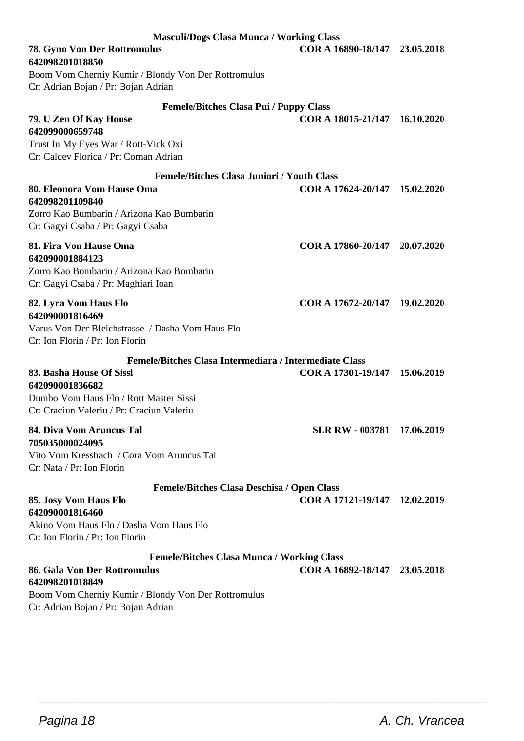### Masculi/Dogs Clasa Munca / Working Class

**78. Gyno Von Der Rottromulus** **COR A 16890-18/147 23.05.2018**
**642098201018850**
Boom Vom Cherniy Kumir / Blondy Von Der Rottromulus
Cr: Adrian Bojan / Pr: Bojan Adrian

### Femele/Bitches Clasa Pui / Puppy Class

**79. U Zen Of Kay House** **COR A 18015-21/147 16.10.2020**
**642099000659748**
Trust In My Eyes War / Rott-Vick Oxi
Cr: Calcev Florica / Pr: Coman Adrian

### Femele/Bitches Clasa Juniori / Youth Class

**80. Eleonora Vom Hause Oma** **COR A 17624-20/147 15.02.2020**
**642098201109840**
Zorro Kao Bumbarin / Arizona Kao Bumbarin
Cr: Gagyi Csaba / Pr: Gagyi Csaba

**81. Fira Von Hause Oma** **COR A 17860-20/147 20.07.2020**
**642090001884123**
Zorro Kao Bombarin / Arizona Kao Bombarin
Cr: Gagyi Csaba / Pr: Maghiari Ioan

**82. Lyra Vom Haus Flo** **COR A 17672-20/147 19.02.2020**
**642090001816469**
Varus Von Der Bleichstrasse / Dasha Vom Haus Flo
Cr: Ion Florin / Pr: Ion Florin

### Femele/Bitches Clasa Intermediara / Intermediate Class

**83. Basha House Of Sissi** **COR A 17301-19/147 15.06.2019**
**642090001836682**
Dumbo Vom Haus Flo / Rott Master Sissi
Cr: Craciun Valeriu / Pr: Craciun Valeriu

**84. Diva Vom Aruncus Tal** **SLR RW - 003781 17.06.2019**
**705035000024095**
Vito Vom Kressbach / Cora Vom Aruncus Tal
Cr: Nata / Pr: Ion Florin

### Femele/Bitches Clasa Deschisa / Open Class

**85. Josy Vom Haus Flo** **COR A 17121-19/147 12.02.2019**
**642090001816460**
Akino Vom Haus Flo / Dasha Vom Haus Flo
Cr: Ion Florin / Pr: Ion Florin

### Femele/Bitches Clasa Munca / Working Class

**86. Gala Von Der Rottromulus** **COR A 16892-18/147 23.05.2018**
**642098201018849**
Boom Vom Cherniy Kumir / Blondy Von Der Rottromulus
Cr: Adrian Bojan / Pr: Bojan Adrian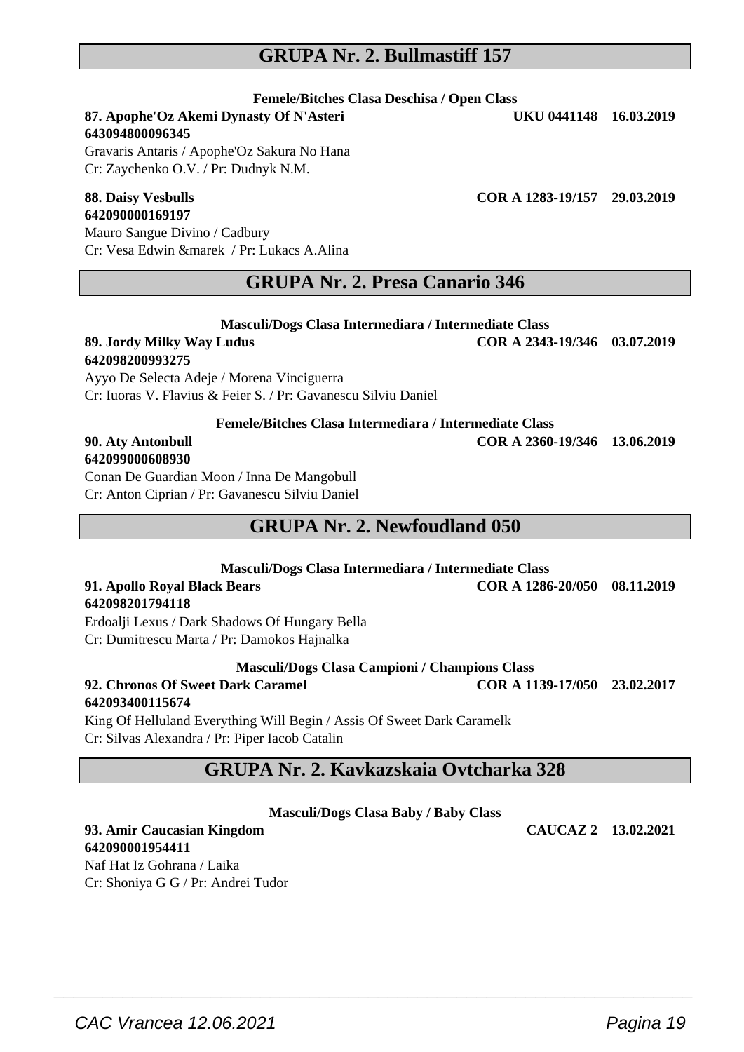## GRUPA Nr. 2. Bullmastiff 157

**Femele/Bitches Clasa Deschisa / Open Class**

**87. Apophe'Oz Akemi Dynasty Of N'Asteri** **UKU 0441148 16.03.2019**
**643094800096345**
Gravaris Antaris / Apophe'Oz Sakura No Hana
Cr: Zaychenko O.V. / Pr: Dudnyk N.M.

**88. Daisy Vesbulls** **COR A 1283-19/157 29.03.2019**
**642090000169197**
Mauro Sangue Divino / Cadbury
Cr: Vesa Edwin &marek / Pr: Lukacs A.Alina

## GRUPA Nr. 2. Presa Canario 346

**Masculi/Dogs Clasa Intermediara / Intermediate Class**

**89. Jordy Milky Way Ludus** **COR A 2343-19/346 03.07.2019**
**642098200993275**
Ayyo De Selecta Adeje / Morena Vinciguerra
Cr: Iuoras V. Flavius & Feier S. / Pr: Gavanescu Silviu Daniel

**Femele/Bitches Clasa Intermediara / Intermediate Class**

**90. Aty Antonbull** **COR A 2360-19/346 13.06.2019**
**642099000608930**
Conan De Guardian Moon / Inna De Mangobull
Cr: Anton Ciprian / Pr: Gavanescu Silviu Daniel

## GRUPA Nr. 2. Newfoudland 050

**Masculi/Dogs Clasa Intermediara / Intermediate Class**

**91. Apollo Royal Black Bears** **COR A 1286-20/050 08.11.2019**
**642098201794118**
Erdoalji Lexus / Dark Shadows Of Hungary Bella
Cr: Dumitrescu Marta / Pr: Damokos Hajnalka

**Masculi/Dogs Clasa Campioni / Champions Class**

**92. Chronos Of Sweet Dark Caramel** **COR A 1139-17/050 23.02.2017**
**642093400115674**
King Of Helluland Everything Will Begin / Assis Of Sweet Dark Caramelk
Cr: Silvas Alexandra / Pr: Piper Iacob Catalin

## GRUPA Nr. 2. Kavkazskaia Ovtcharka 328

**Masculi/Dogs Clasa Baby / Baby Class**

**93. Amir Caucasian Kingdom** **CAUCAZ 2 13.02.2021**
**642090001954411**
Naf Hat Iz Gohrana / Laika
Cr: Shoniya G G / Pr: Andrei Tudor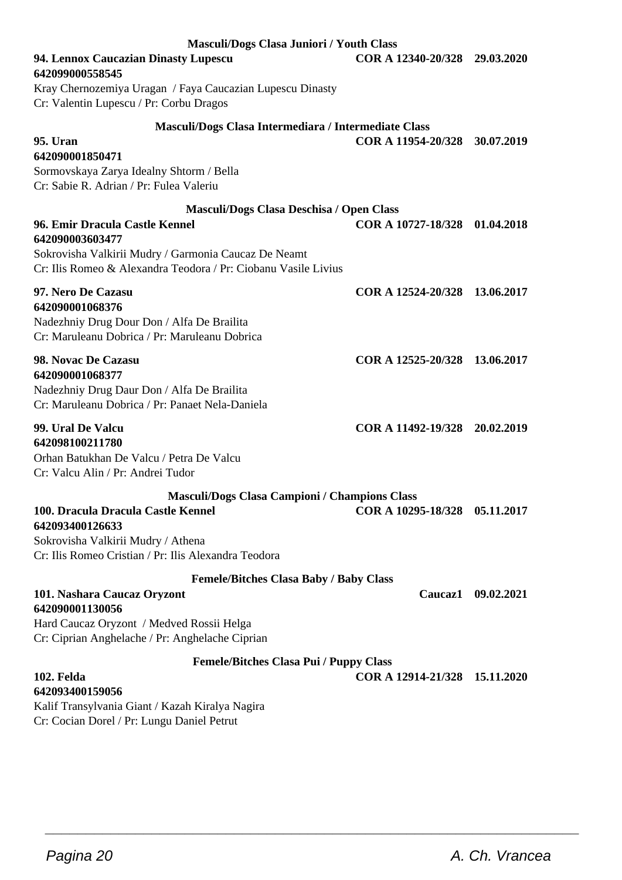### Masculi/Dogs Clasa Juniori / Youth Class

**94. Lennox Caucazian Dinasty Lupescu** **COR A 12340-20/328 29.03.2020**
**642099000558545**
Kray Chernozemiya Uragan / Faya Caucazian Lupescu Dinasty
Cr: Valentin Lupescu / Pr: Corbu Dragos

### Masculi/Dogs Clasa Intermediara / Intermediate Class

**95. Uran** **COR A 11954-20/328 30.07.2019**
**642090001850471**
Sormovskaya Zarya Idealny Shtorm / Bella
Cr: Sabie R. Adrian / Pr: Fulea Valeriu

### Masculi/Dogs Clasa Deschisa / Open Class

**96. Emir Dracula Castle Kennel** **COR A 10727-18/328 01.04.2018**
**642090003603477**
Sokrovisha Valkirii Mudry / Garmonia Caucaz De Neamt
Cr: Ilis Romeo & Alexandra Teodora / Pr: Ciobanu Vasile Livius

**97. Nero De Cazasu** **COR A 12524-20/328 13.06.2017**
**642090001068376**
Nadezhniy Drug Dour Don / Alfa De Brailita
Cr: Maruleanu Dobrica / Pr: Maruleanu Dobrica

**98. Novac De Cazasu** **COR A 12525-20/328 13.06.2017**
**642090001068377**
Nadezhniy Drug Daur Don / Alfa De Brailita
Cr: Maruleanu Dobrica / Pr: Panaet Nela-Daniela

**99. Ural De Valcu** **COR A 11492-19/328 20.02.2019**
**642098100211780**
Orhan Batukhan De Valcu / Petra De Valcu
Cr: Valcu Alin / Pr: Andrei Tudor

### Masculi/Dogs Clasa Campioni / Champions Class

**100. Dracula Dracula Castle Kennel** **COR A 10295-18/328 05.11.2017**
**642093400126633**
Sokrovisha Valkirii Mudry / Athena
Cr: Ilis Romeo Cristian / Pr: Ilis Alexandra Teodora

### Femele/Bitches Clasa Baby / Baby Class

**101. Nashara Caucaz Oryzont** **Caucaz1 09.02.2021**
**642090001130056**
Hard Caucaz Oryzont / Medved Rossii Helga
Cr: Ciprian Anghelache / Pr: Anghelache Ciprian

### Femele/Bitches Clasa Pui / Puppy Class

**102. Felda** **COR A 12914-21/328 15.11.2020**
**642093400159056**
Kalif Transylvania Giant / Kazah Kiralya Nagira
Cr: Cocian Dorel / Pr: Lungu Daniel Petrut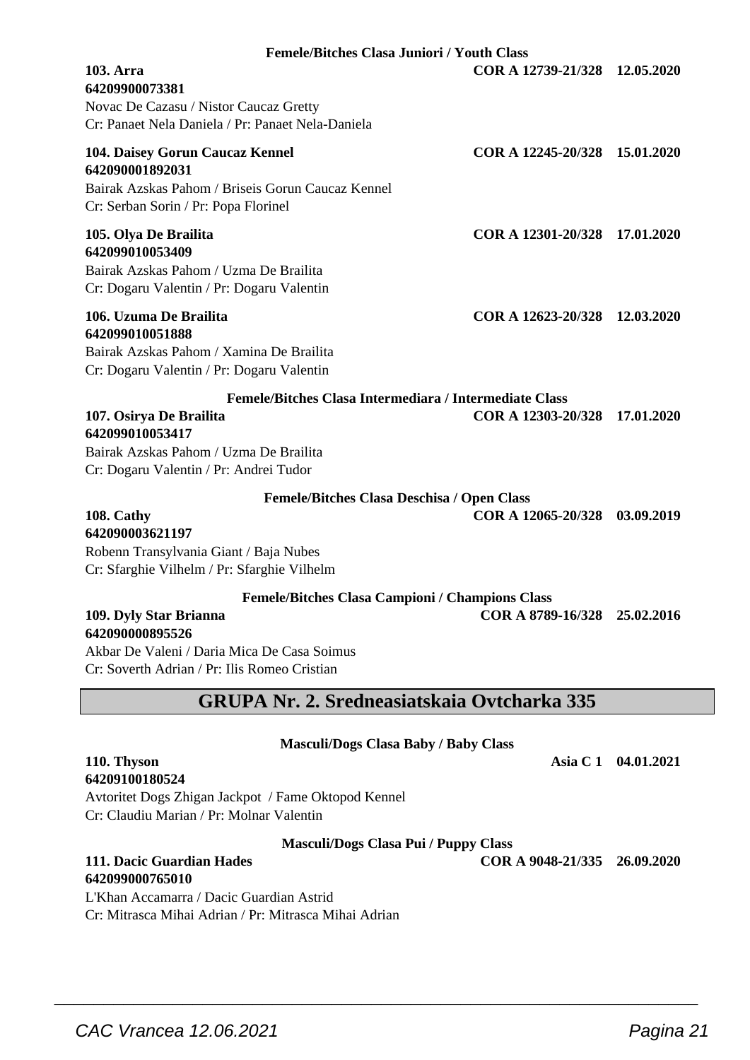**Femele/Bitches Clasa Juniori / Youth Class**

**103. Arra** **COR A 12739-21/328 12.05.2020**
**64209900073381**
Novac De Cazasu / Nistor Caucaz Gretty
Cr: Panaet Nela Daniela / Pr: Panaet Nela-Daniela

**104. Daisey Gorun Caucaz Kennel** **COR A 12245-20/328 15.01.2020**
**642090001892031**
Bairak Azskas Pahom / Briseis Gorun Caucaz Kennel
Cr: Serban Sorin / Pr: Popa Florinel

**105. Olya De Brailita** **COR A 12301-20/328 17.01.2020**
**642099010053409**
Bairak Azskas Pahom / Uzma De Brailita
Cr: Dogaru Valentin / Pr: Dogaru Valentin

**106. Uzuma De Brailita** **COR A 12623-20/328 12.03.2020**
**642099010051888**
Bairak Azskas Pahom / Xamina De Brailita
Cr: Dogaru Valentin / Pr: Dogaru Valentin

**Femele/Bitches Clasa Intermediara / Intermediate Class**

**107. Osirya De Brailita** **COR A 12303-20/328 17.01.2020**
**642099010053417**
Bairak Azskas Pahom / Uzma De Brailita
Cr: Dogaru Valentin / Pr: Andrei Tudor

**Femele/Bitches Clasa Deschisa / Open Class**

**108. Cathy** **COR A 12065-20/328 03.09.2019**
**642090003621197**
Robenn Transylvania Giant / Baja Nubes
Cr: Sfarghie Vilhelm / Pr: Sfarghie Vilhelm

**Femele/Bitches Clasa Campioni / Champions Class**

**109. Dyly Star Brianna** **COR A 8789-16/328 25.02.2016**
**642090000895526**
Akbar De Valeni / Daria Mica De Casa Soimus
Cr: Soverth Adrian / Pr: Ilis Romeo Cristian

## GRUPA Nr. 2. Sredneasiatskaia Ovtcharka 335

**Masculi/Dogs Clasa Baby / Baby Class**

**110. Thyson** **Asia C 1 04.01.2021**
**64209100180524**
Avtoritet Dogs Zhigan Jackpot / Fame Oktopod Kennel
Cr: Claudiu Marian / Pr: Molnar Valentin

**Masculi/Dogs Clasa Pui / Puppy Class**

**111. Dacic Guardian Hades** **COR A 9048-21/335 26.09.2020**
**642099000765010**
L'Khan Accamarra / Dacic Guardian Astrid
Cr: Mitrasca Mihai Adrian / Pr: Mitrasca Mihai Adrian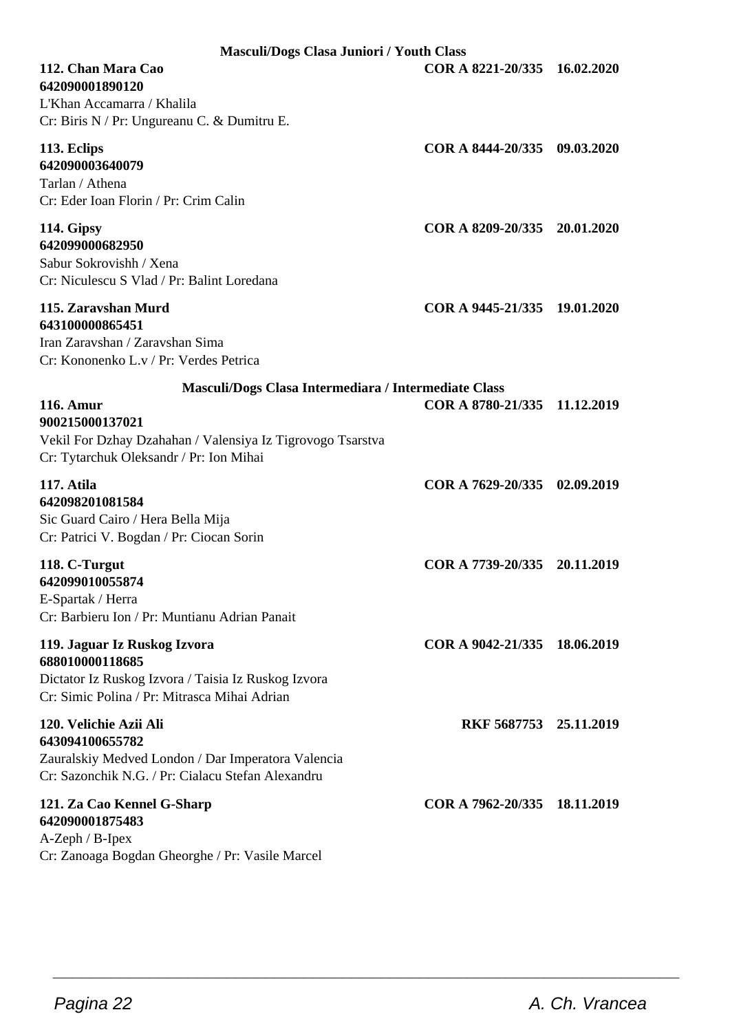### Masculi/Dogs Clasa Juniori / Youth Class

**112. Chan Mara Cao** — **COR A 8221-20/335** — **16.02.2020**
**642090001890120**
L'Khan Accamarra / Khalila
Cr: Biris N / Pr: Ungureanu C. & Dumitru E.

**113. Eclips** — **COR A 8444-20/335** — **09.03.2020**
**642090003640079**
Tarlan / Athena
Cr: Eder Ioan Florin / Pr: Crim Calin

**114. Gipsy** — **COR A 8209-20/335** — **20.01.2020**
**642099000682950**
Sabur Sokrovishh / Xena
Cr: Niculescu S Vlad / Pr: Balint Loredana

**115. Zaravshan Murd** — **COR A 9445-21/335** — **19.01.2020**
**643100000865451**
Iran Zaravshan / Zaravshan Sima
Cr: Kononenko L.v / Pr: Verdes Petrica

### Masculi/Dogs Clasa Intermediara / Intermediate Class

**116. Amur** — **COR A 8780-21/335** — **11.12.2019**
**900215000137021**
Vekil For Dzhay Dzahahan / Valensiya Iz Tigrovogo Tsarstva
Cr: Tytarchuk Oleksandr / Pr: Ion Mihai

**117. Atila** — **COR A 7629-20/335** — **02.09.2019**
**642098201081584**
Sic Guard Cairo / Hera Bella Mija
Cr: Patrici V. Bogdan / Pr: Ciocan Sorin

**118. C-Turgut** — **COR A 7739-20/335** — **20.11.2019**
**642099010055874**
E-Spartak / Herra
Cr: Barbieru Ion / Pr: Muntianu Adrian Panait

**119. Jaguar Iz Ruskog Izvora** — **COR A 9042-21/335** — **18.06.2019**
**688010000118685**
Dictator Iz Ruskog Izvora / Taisia Iz Ruskog Izvora
Cr: Simic Polina / Pr: Mitrasca Mihai Adrian

**120. Velichie Azii Ali** — **RKF 5687753** — **25.11.2019**
**643094100655782**
Zauralskiy Medved London / Dar Imperatora Valencia
Cr: Sazonchik N.G. / Pr: Cialacu Stefan Alexandru

**121. Za Cao Kennel G-Sharp** — **COR A 7962-20/335** — **18.11.2019**
**642090001875483**
A-Zeph / B-Ipex
Cr: Zanoaga Bogdan Gheorghe / Pr: Vasile Marcel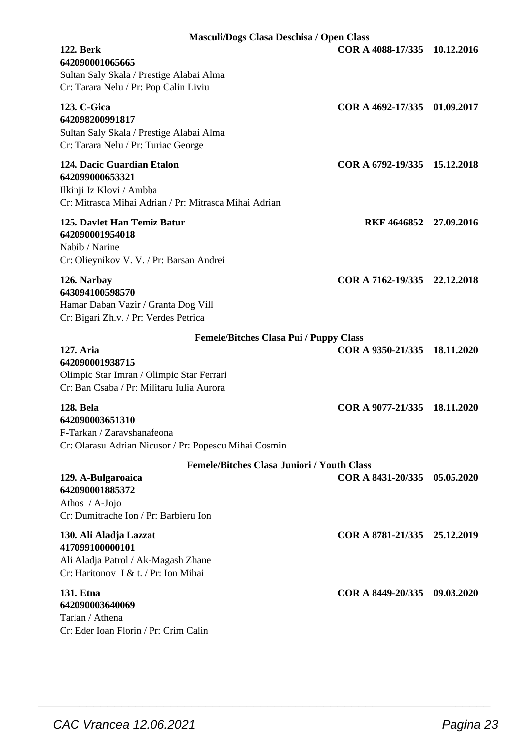### Masculi/Dogs Clasa Deschisa / Open Class

**122. Berk** **COR A 4088-17/335 10.12.2016**
**642090001065665**
Sultan Saly Skala / Prestige Alabai Alma
Cr: Tarara Nelu / Pr: Pop Calin Liviu

**123. C-Gica** **COR A 4692-17/335 01.09.2017**
**642098200991817**
Sultan Saly Skala / Prestige Alabai Alma
Cr: Tarara Nelu / Pr: Turiac George

**124. Dacic Guardian Etalon** **COR A 6792-19/335 15.12.2018**
**642099000653321**
Ilkinji Iz Klovi / Ambba
Cr: Mitrasca Mihai Adrian / Pr: Mitrasca Mihai Adrian

**125. Davlet Han Temiz Batur** **RKF 4646852 27.09.2016**
**642090001954018**
Nabib / Narine
Cr: Olieynikov V. V. / Pr: Barsan Andrei

**126. Narbay** **COR A 7162-19/335 22.12.2018**
**643094100598570**
Hamar Daban Vazir / Granta Dog Vill
Cr: Bigari Zh.v. / Pr: Verdes Petrica

### Femele/Bitches Clasa Pui / Puppy Class

**127. Aria** **COR A 9350-21/335 18.11.2020**
**642090001938715**
Olimpic Star Imran / Olimpic Star Ferrari
Cr: Ban Csaba / Pr: Militaru Iulia Aurora

**128. Bela** **COR A 9077-21/335 18.11.2020**
**642090003651310**
F-Tarkan / Zaravshanafeona
Cr: Olarasu Adrian Nicusor / Pr: Popescu Mihai Cosmin

### Femele/Bitches Clasa Juniori / Youth Class

**129. A-Bulgaroaica** **COR A 8431-20/335 05.05.2020**
**642090001885372**
Athos / A-Jojo
Cr: Dumitrache Ion / Pr: Barbieru Ion

**130. Ali Aladja Lazzat** **COR A 8781-21/335 25.12.2019**
**417099100000101**
Ali Aladja Patrol / Ak-Magash Zhane
Cr: Haritonov I & t. / Pr: Ion Mihai

**131. Etna** **COR A 8449-20/335 09.03.2020**
**642090003640069**
Tarlan / Athena
Cr: Eder Ioan Florin / Pr: Crim Calin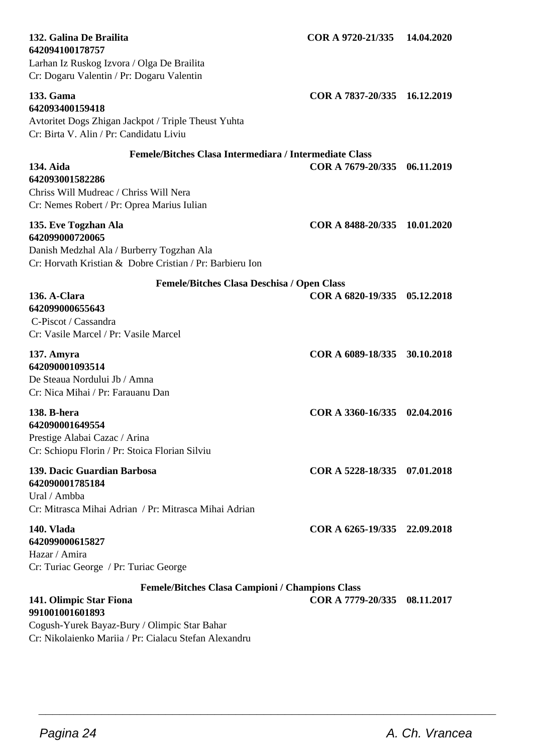**132. Galina De Brailita** **COR A 9720-21/335 14.04.2020**
**642094100178757**
Larhan Iz Ruskog Izvora / Olga De Brailita
Cr: Dogaru Valentin / Pr: Dogaru Valentin

**133. Gama** **COR A 7837-20/335 16.12.2019**
**642093400159418**
Avtoritet Dogs Zhigan Jackpot / Triple Theust Yuhta
Cr: Birta V. Alin / Pr: Candidatu Liviu

**Femele/Bitches Clasa Intermediara / Intermediate Class**

**134. Aida** **COR A 7679-20/335 06.11.2019**
**642093001582286**
Chriss Will Mudreac / Chriss Will Nera
Cr: Nemes Robert / Pr: Oprea Marius Iulian

**135. Eve Togzhan Ala** **COR A 8488-20/335 10.01.2020**
**642099000720065**
Danish Medzhal Ala / Burberry Togzhan Ala
Cr: Horvath Kristian & Dobre Cristian / Pr: Barbieru Ion

**Femele/Bitches Clasa Deschisa / Open Class**

**136. A-Clara** **COR A 6820-19/335 05.12.2018**
**642099000655643**
C-Piscot / Cassandra
Cr: Vasile Marcel / Pr: Vasile Marcel

**137. Amyra** **COR A 6089-18/335 30.10.2018**
**642090001093514**
De Steaua Nordului Jb / Amna
Cr: Nica Mihai / Pr: Farauanu Dan

**138. B-hera** **COR A 3360-16/335 02.04.2016**
**642090001649554**
Prestige Alabai Cazac / Arina
Cr: Schiopu Florin / Pr: Stoica Florian Silviu

**139. Dacic Guardian Barbosa** **COR A 5228-18/335 07.01.2018**
**642090001785184**
Ural / Ambba
Cr: Mitrasca Mihai Adrian / Pr: Mitrasca Mihai Adrian

**140. Vlada** **COR A 6265-19/335 22.09.2018**
**642099000615827**
Hazar / Amira
Cr: Turiac George / Pr: Turiac George

**Femele/Bitches Clasa Campioni / Champions Class**

**141. Olimpic Star Fiona** **COR A 7779-20/335 08.11.2017**
**991001001601893**
Cogush-Yurek Bayaz-Bury / Olimpic Star Bahar
Cr: Nikolaienko Mariia / Pr: Cialacu Stefan Alexandru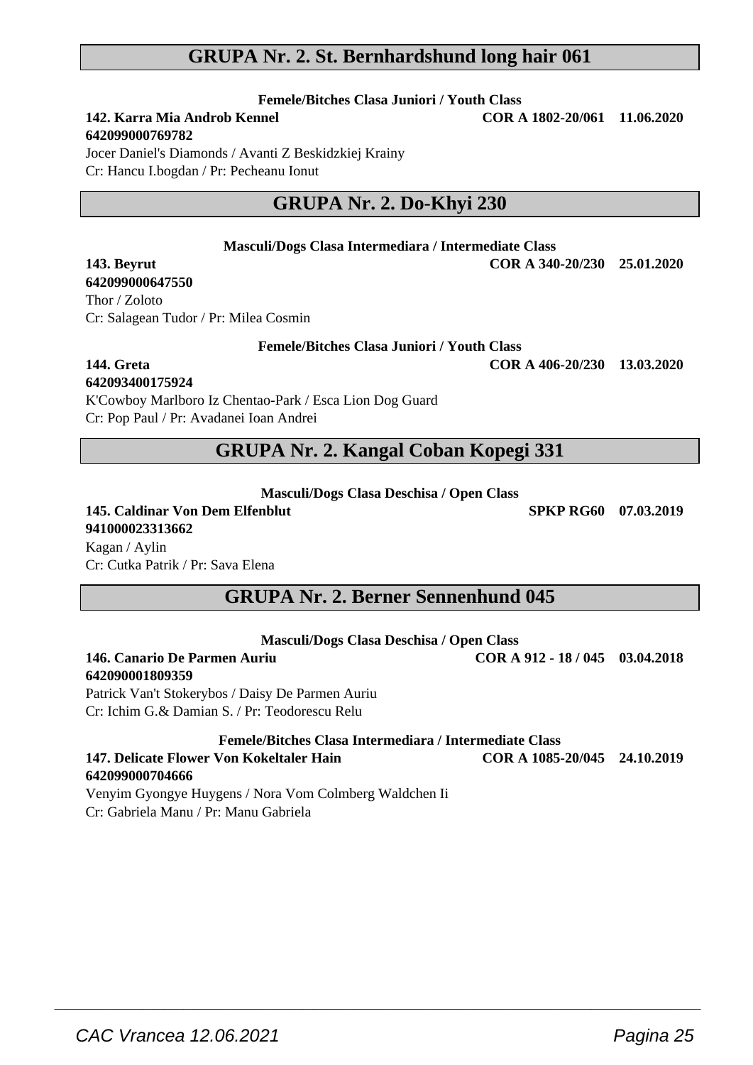## GRUPA Nr. 2. St. Bernhardshund long hair 061

**Femele/Bitches Clasa Juniori / Youth Class**

**142. Karra Mia Androb Kennel** **COR A 1802-20/061 11.06.2020**
**642099000769782**
Jocer Daniel's Diamonds / Avanti Z Beskidzkiej Krainy
Cr: Hancu I.bogdan / Pr: Pecheanu Ionut

## GRUPA Nr. 2. Do-Khyi 230

**Masculi/Dogs Clasa Intermediara / Intermediate Class**

**143. Beyrut** **COR A 340-20/230 25.01.2020**
**642099000647550**
Thor / Zoloto
Cr: Salagean Tudor / Pr: Milea Cosmin

**Femele/Bitches Clasa Juniori / Youth Class**

**144. Greta** **COR A 406-20/230 13.03.2020**
**642093400175924**
K'Cowboy Marlboro Iz Chentao-Park / Esca Lion Dog Guard
Cr: Pop Paul / Pr: Avadanei Ioan Andrei

## GRUPA Nr. 2. Kangal Coban Kopegi 331

**Masculi/Dogs Clasa Deschisa / Open Class**

**145. Caldinar Von Dem Elfenblut** **SPKP RG60 07.03.2019**
**941000023313662**
Kagan / Aylin
Cr: Cutka Patrik / Pr: Sava Elena

## GRUPA Nr. 2. Berner Sennenhund 045

**Masculi/Dogs Clasa Deschisa / Open Class**

**146. Canario De Parmen Auriu** **COR A 912 - 18 / 045 03.04.2018**
**642090001809359**
Patrick Van't Stokerybos / Daisy De Parmen Auriu
Cr: Ichim G.& Damian S. / Pr: Teodorescu Relu

**Femele/Bitches Clasa Intermediara / Intermediate Class**

**147. Delicate Flower Von Kokeltaler Hain** **COR A 1085-20/045 24.10.2019**
**642099000704666**
Venyim Gyongye Huygens / Nora Vom Colmberg Waldchen Ii
Cr: Gabriela Manu / Pr: Manu Gabriela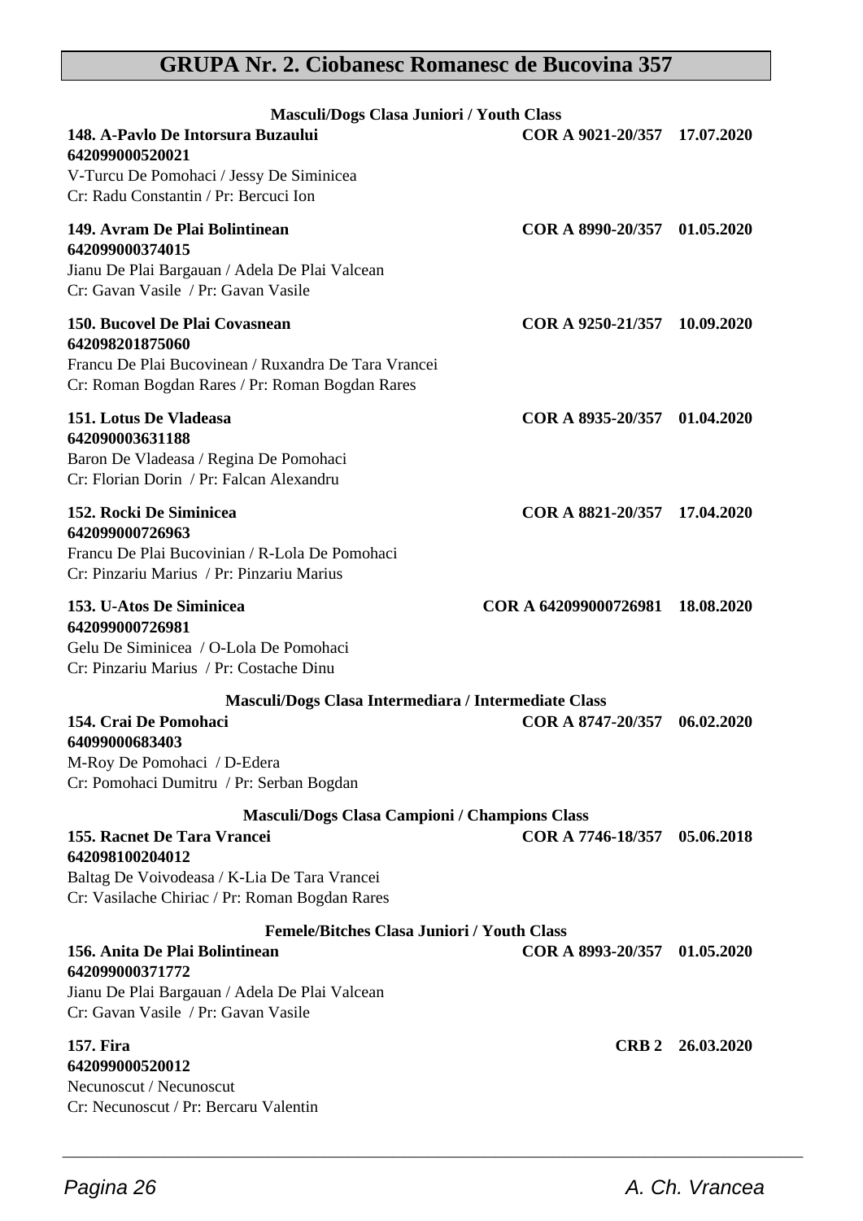# GRUPA Nr. 2. Ciobanesc Romanesc de Bucovina 357

**Masculi/Dogs Clasa Juniori / Youth Class**

**148. A-Pavlo De Intorsura Buzaului** **COR A 9021-20/357 17.07.2020**
**642099000520021**
V-Turcu De Pomohaci / Jessy De Siminicea
Cr: Radu Constantin / Pr: Bercuci Ion

**149. Avram De Plai Bolintinean** **COR A 8990-20/357 01.05.2020**
**642099000374015**
Jianu De Plai Bargauan / Adela De Plai Valcean
Cr: Gavan Vasile / Pr: Gavan Vasile

**150. Bucovel De Plai Covasnean** **COR A 9250-21/357 10.09.2020**
**642098201875060**
Francu De Plai Bucovinean / Ruxandra De Tara Vrancei
Cr: Roman Bogdan Rares / Pr: Roman Bogdan Rares

**151. Lotus De Vladeasa** **COR A 8935-20/357 01.04.2020**
**642090003631188**
Baron De Vladeasa / Regina De Pomohaci
Cr: Florian Dorin / Pr: Falcan Alexandru

**152. Rocki De Siminicea** **COR A 8821-20/357 17.04.2020**
**642099000726963**
Francu De Plai Bucovinian / R-Lola De Pomohaci
Cr: Pinzariu Marius / Pr: Pinzariu Marius

**153. U-Atos De Siminicea** **COR A 642099000726981 18.08.2020**
**642099000726981**
Gelu De Siminicea / O-Lola De Pomohaci
Cr: Pinzariu Marius / Pr: Costache Dinu

**Masculi/Dogs Clasa Intermediara / Intermediate Class**

**154. Crai De Pomohaci** **COR A 8747-20/357 06.02.2020**
**64099000683403**
M-Roy De Pomohaci / D-Edera
Cr: Pomohaci Dumitru / Pr: Serban Bogdan

**Masculi/Dogs Clasa Campioni / Champions Class**

**155. Racnet De Tara Vrancei** **COR A 7746-18/357 05.06.2018**
**642098100204012**
Baltag De Voivodeasa / K-Lia De Tara Vrancei
Cr: Vasilache Chiriac / Pr: Roman Bogdan Rares

**Femele/Bitches Clasa Juniori / Youth Class**

**156. Anita De Plai Bolintinean** **COR A 8993-20/357 01.05.2020**
**642099000371772**
Jianu De Plai Bargauan / Adela De Plai Valcean
Cr: Gavan Vasile / Pr: Gavan Vasile

**157. Fira** **CRB 2 26.03.2020**
**642099000520012**
Necunoscut / Necunoscut
Cr: Necunoscut / Pr: Bercaru Valentin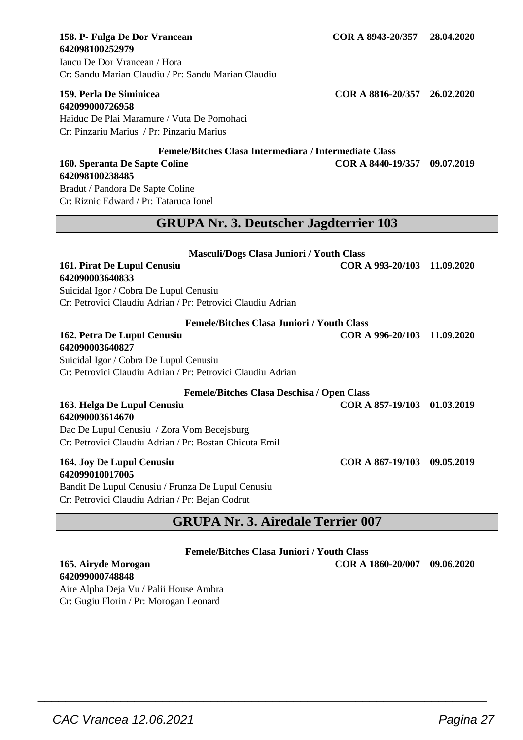**158. P- Fulga De Dor Vrancean** **COR A 8943-20/357** **28.04.2020**
**642098100252979**
Iancu De Dor Vrancean / Hora
Cr: Sandu Marian Claudiu / Pr: Sandu Marian Claudiu

**159. Perla De Siminicea** **COR A 8816-20/357** **26.02.2020**
**642099000726958**
Haiduc De Plai Maramure / Vuta De Pomohaci
Cr: Pinzariu Marius / Pr: Pinzariu Marius

**Femele/Bitches Clasa Intermediara / Intermediate Class**

**160. Speranta De Sapte Coline** **COR A 8440-19/357** **09.07.2019**
**642098100238485**
Bradut / Pandora De Sapte Coline
Cr: Riznic Edward / Pr: Tataruca Ionel

## GRUPA Nr. 3. Deutscher Jagdterrier 103

**Masculi/Dogs Clasa Juniori / Youth Class**

**161. Pirat De Lupul Cenusiu** **COR A 993-20/103** **11.09.2020**
**642090003640833**
Suicidal Igor / Cobra De Lupul Cenusiu
Cr: Petrovici Claudiu Adrian / Pr: Petrovici Claudiu Adrian

**Femele/Bitches Clasa Juniori / Youth Class**

**162. Petra De Lupul Cenusiu** **COR A 996-20/103** **11.09.2020**
**642090003640827**
Suicidal Igor / Cobra De Lupul Cenusiu
Cr: Petrovici Claudiu Adrian / Pr: Petrovici Claudiu Adrian

**Femele/Bitches Clasa Deschisa / Open Class**

**163. Helga De Lupul Cenusiu** **COR A 857-19/103** **01.03.2019**
**642090003614670**
Dac De Lupul Cenusiu / Zora Vom Becejsburg
Cr: Petrovici Claudiu Adrian / Pr: Bostan Ghicuta Emil

**164. Joy De Lupul Cenusiu** **COR A 867-19/103** **09.05.2019**
**642099010017005**
Bandit De Lupul Cenusiu / Frunza De Lupul Cenusiu
Cr: Petrovici Claudiu Adrian / Pr: Bejan Codrut

## GRUPA Nr. 3. Airedale Terrier 007

**Femele/Bitches Clasa Juniori / Youth Class**

**165. Airyde Morogan** **COR A 1860-20/007** **09.06.2020**
**642099000748848**
Aire Alpha Deja Vu / Palii House Ambra
Cr: Gugiu Florin / Pr: Morogan Leonard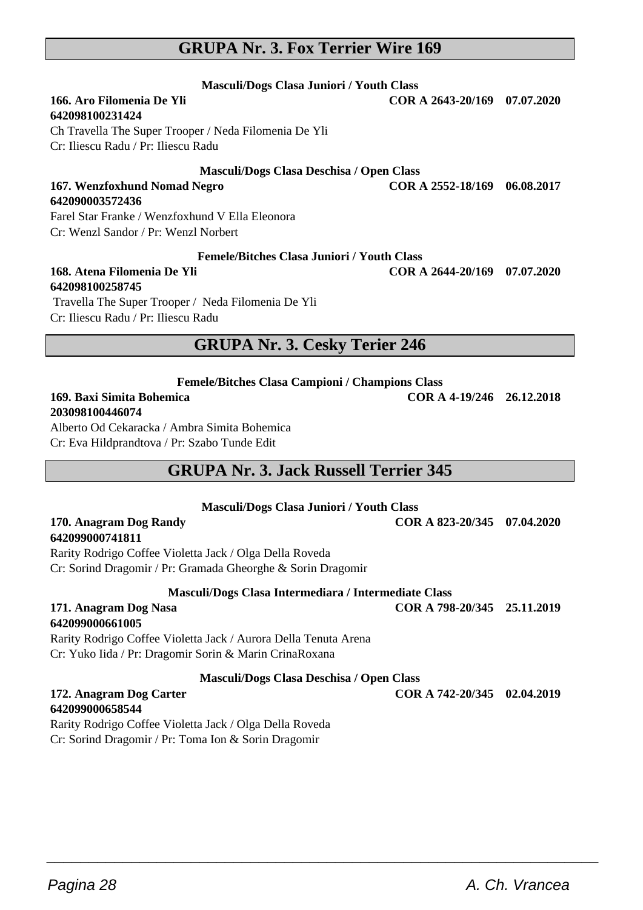## GRUPA Nr. 3. Fox Terrier Wire 169

**Masculi/Dogs Clasa Juniori / Youth Class**

**166. Aro Filomenia De Yli** **COR A 2643-20/169 07.07.2020**
**642098100231424**
Ch Travella The Super Trooper / Neda Filomenia De Yli
Cr: Iliescu Radu / Pr: Iliescu Radu

**Masculi/Dogs Clasa Deschisa / Open Class**

**167. Wenzfoxhund Nomad Negro** **COR A 2552-18/169 06.08.2017**
**642090003572436**
Farel Star Franke / Wenzfoxhund V Ella Eleonora
Cr: Wenzl Sandor / Pr: Wenzl Norbert

**Femele/Bitches Clasa Juniori / Youth Class**

**168. Atena Filomenia De Yli** **COR A 2644-20/169 07.07.2020**
**642098100258745**
Travella The Super Trooper / Neda Filomenia De Yli
Cr: Iliescu Radu / Pr: Iliescu Radu

## GRUPA Nr. 3. Cesky Terier 246

**Femele/Bitches Clasa Campioni / Champions Class**

**169. Baxi Simita Bohemica** **COR A 4-19/246 26.12.2018**
**203098100446074**
Alberto Od Cekaracka / Ambra Simita Bohemica
Cr: Eva Hildprandtova / Pr: Szabo Tunde Edit

## GRUPA Nr. 3. Jack Russell Terrier 345

**Masculi/Dogs Clasa Juniori / Youth Class**

**170. Anagram Dog Randy** **COR A 823-20/345 07.04.2020**
**642099000741811**
Rarity Rodrigo Coffee Violetta Jack / Olga Della Roveda
Cr: Sorind Dragomir / Pr: Gramada Gheorghe & Sorin Dragomir

**Masculi/Dogs Clasa Intermediara / Intermediate Class**

**171. Anagram Dog Nasa** **COR A 798-20/345 25.11.2019**
**642099000661005**
Rarity Rodrigo Coffee Violetta Jack / Aurora Della Tenuta Arena
Cr: Yuko Iida / Pr: Dragomir Sorin & Marin CrinaRoxana

**Masculi/Dogs Clasa Deschisa / Open Class**

**172. Anagram Dog Carter** **COR A 742-20/345 02.04.2019**
**642099000658544**
Rarity Rodrigo Coffee Violetta Jack / Olga Della Roveda
Cr: Sorind Dragomir / Pr: Toma Ion & Sorin Dragomir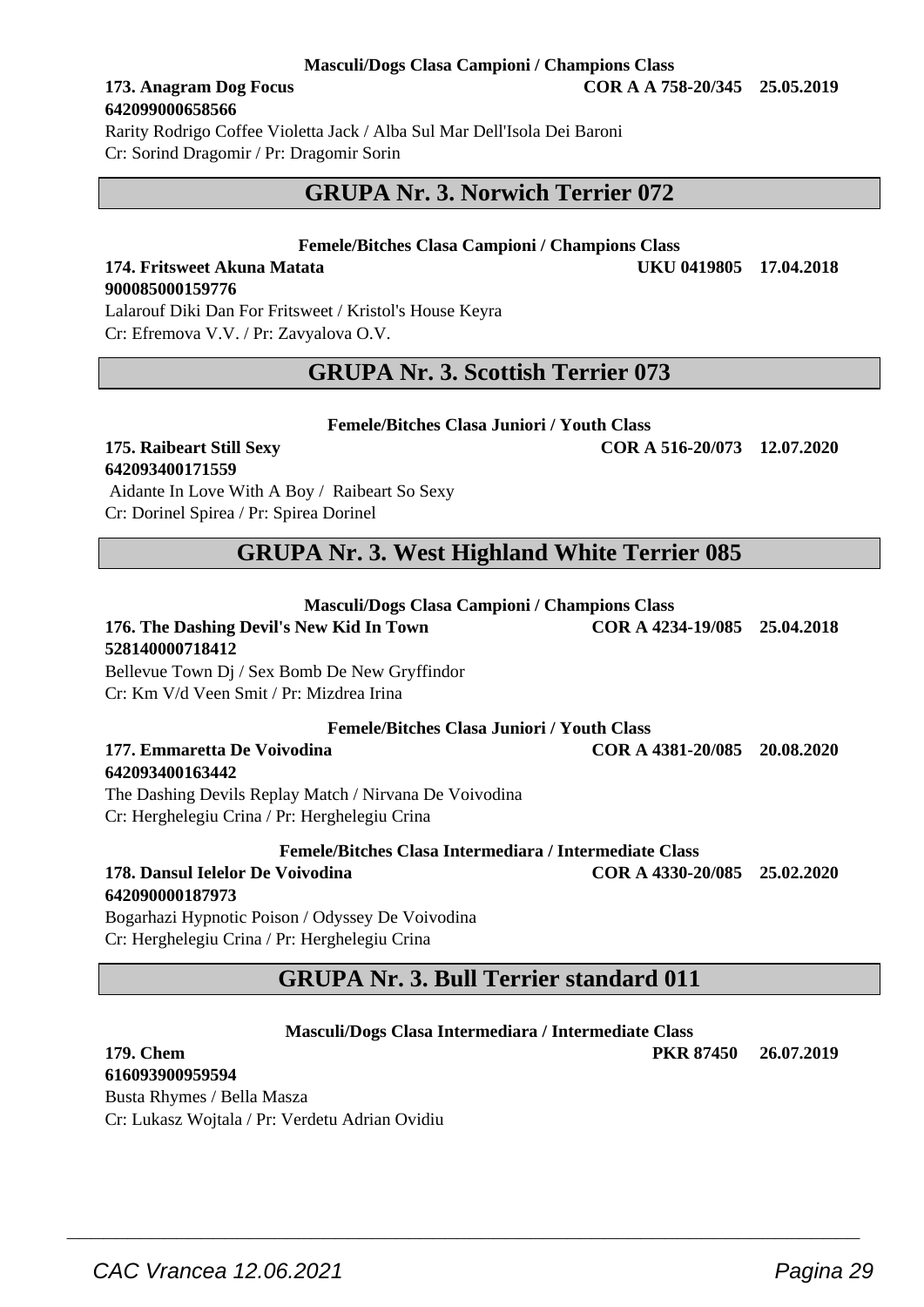**Masculi/Dogs Clasa Campioni / Champions Class**

**173. Anagram Dog Focus** **COR A A 758-20/345 25.05.2019**
**642099000658566**
Rarity Rodrigo Coffee Violetta Jack / Alba Sul Mar Dell'Isola Dei Baroni
Cr: Sorind Dragomir / Pr: Dragomir Sorin

## GRUPA Nr. 3. Norwich Terrier 072

**Femele/Bitches Clasa Campioni / Champions Class**

**174. Fritsweet Akuna Matata** **UKU 0419805 17.04.2018**
**900085000159776**
Lalarouf Diki Dan For Fritsweet / Kristol's House Keyra
Cr: Efremova V.V. / Pr: Zavyalova O.V.

## GRUPA Nr. 3. Scottish Terrier 073

**Femele/Bitches Clasa Juniori / Youth Class**

**175. Raibeart Still Sexy** **COR A 516-20/073 12.07.2020**
**642093400171559**
Aidante In Love With A Boy / Raibeart So Sexy
Cr: Dorinel Spirea / Pr: Spirea Dorinel

## GRUPA Nr. 3. West Highland White Terrier 085

**Masculi/Dogs Clasa Campioni / Champions Class**

**176. The Dashing Devil's New Kid In Town** **COR A 4234-19/085 25.04.2018**
**528140000718412**
Bellevue Town Dj / Sex Bomb De New Gryffindor
Cr: Km V/d Veen Smit / Pr: Mizdrea Irina

**Femele/Bitches Clasa Juniori / Youth Class**

**177. Emmaretta De Voivodina** **COR A 4381-20/085 20.08.2020**
**642093400163442**
The Dashing Devils Replay Match / Nirvana De Voivodina
Cr: Herghelegiu Crina / Pr: Herghelegiu Crina

**Femele/Bitches Clasa Intermediara / Intermediate Class**

**178. Dansul Ielelor De Voivodina** **COR A 4330-20/085 25.02.2020**
**642090000187973**
Bogarhazi Hypnotic Poison / Odyssey De Voivodina
Cr: Herghelegiu Crina / Pr: Herghelegiu Crina

## GRUPA Nr. 3. Bull Terrier standard 011

**Masculi/Dogs Clasa Intermediara / Intermediate Class**

**179. Chem** **PKR 87450 26.07.2019**
**616093900959594**
Busta Rhymes / Bella Masza
Cr: Lukasz Wojtala / Pr: Verdetu Adrian Ovidiu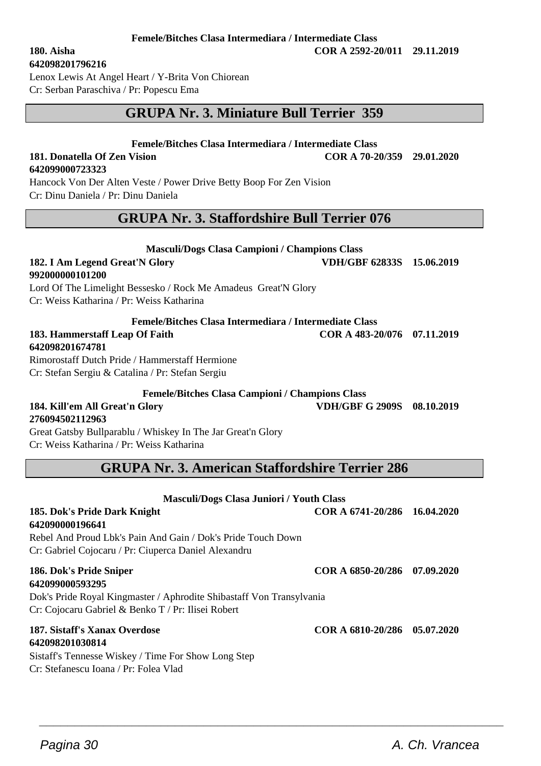**Femele/Bitches Clasa Intermediara / Intermediate Class**

**180. Aisha** **COR A 2592-20/011 29.11.2019**
**642098201796216**
Lenox Lewis At Angel Heart / Y-Brita Von Chiorean
Cr: Serban Paraschiva / Pr: Popescu Ema

## GRUPA Nr. 3. Miniature Bull Terrier 359

**Femele/Bitches Clasa Intermediara / Intermediate Class**

**181. Donatella Of Zen Vision** **COR A 70-20/359 29.01.2020**
**642099000723323**
Hancock Von Der Alten Veste / Power Drive Betty Boop For Zen Vision
Cr: Dinu Daniela / Pr: Dinu Daniela

## GRUPA Nr. 3. Staffordshire Bull Terrier 076

**Masculi/Dogs Clasa Campioni / Champions Class**

**182. I Am Legend Great'N Glory** **VDH/GBF 62833S 15.06.2019**
**992000000101200**
Lord Of The Limelight Bessesko / Rock Me Amadeus Great'N Glory
Cr: Weiss Katharina / Pr: Weiss Katharina

**Femele/Bitches Clasa Intermediara / Intermediate Class**

**183. Hammerstaff Leap Of Faith** **COR A 483-20/076 07.11.2019**
**642098201674781**
Rimorostaff Dutch Pride / Hammerstaff Hermione
Cr: Stefan Sergiu & Catalina / Pr: Stefan Sergiu

**Femele/Bitches Clasa Campioni / Champions Class**

**184. Kill'em All Great'n Glory** **VDH/GBF G 2909S 08.10.2019**
**276094502112963**
Great Gatsby Bullparablu / Whiskey In The Jar Great'n Glory
Cr: Weiss Katharina / Pr: Weiss Katharina

## GRUPA Nr. 3. American Staffordshire Terrier 286

**Masculi/Dogs Clasa Juniori / Youth Class**

**185. Dok's Pride Dark Knight** **COR A 6741-20/286 16.04.2020**
**642090000196641**
Rebel And Proud Lbk's Pain And Gain / Dok's Pride Touch Down
Cr: Gabriel Cojocaru / Pr: Ciuperca Daniel Alexandru

**186. Dok's Pride Sniper** **COR A 6850-20/286 07.09.2020**
**642099000593295**
Dok's Pride Royal Kingmaster / Aphrodite Shibastaff Von Transylvania
Cr: Cojocaru Gabriel & Benko T / Pr: Ilisei Robert

**187. Sistaff's Xanax Overdose** **COR A 6810-20/286 05.07.2020**
**642098201030814**
Sistaff's Tennesse Wiskey / Time For Show Long Step
Cr: Stefanescu Ioana / Pr: Folea Vlad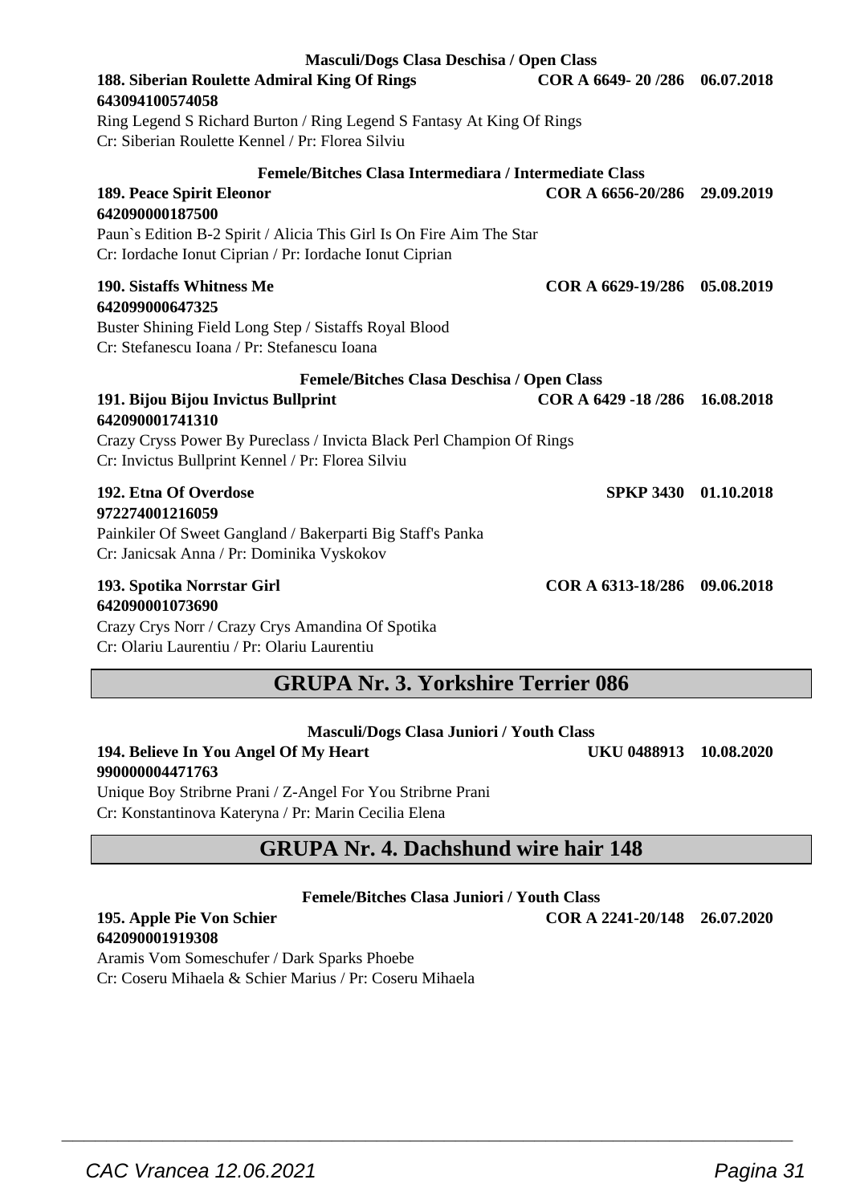**Masculi/Dogs Clasa Deschisa / Open Class**

**188. Siberian Roulette Admiral King Of Rings** **COR A 6649- 20 /286 06.07.2018**
**643094100574058**
Ring Legend S Richard Burton / Ring Legend S Fantasy At King Of Rings
Cr: Siberian Roulette Kennel / Pr: Florea Silviu

**Femele/Bitches Clasa Intermediara / Intermediate Class**

**189. Peace Spirit Eleonor** **COR A 6656-20/286 29.09.2019**
**642090000187500**
Paun`s Edition B-2 Spirit / Alicia This Girl Is On Fire Aim The Star
Cr: Iordache Ionut Ciprian / Pr: Iordache Ionut Ciprian

**190. Sistaffs Whitness Me** **COR A 6629-19/286 05.08.2019**
**642099000647325**
Buster Shining Field Long Step / Sistaffs Royal Blood
Cr: Stefanescu Ioana / Pr: Stefanescu Ioana

**Femele/Bitches Clasa Deschisa / Open Class**

**191. Bijou Bijou Invictus Bullprint** **COR A 6429 -18 /286 16.08.2018**
**642090001741310**
Crazy Cryss Power By Pureclass / Invicta Black Perl Champion Of Rings
Cr: Invictus Bullprint Kennel / Pr: Florea Silviu

**192. Etna Of Overdose** **SPKP 3430 01.10.2018**
**972274001216059**
Painkiler Of Sweet Gangland / Bakerparti Big Staff's Panka
Cr: Janicsak Anna / Pr: Dominika Vyskokov

**193. Spotika Norrstar Girl** **COR A 6313-18/286 09.06.2018**
**642090001073690**
Crazy Crys Norr / Crazy Crys Amandina Of Spotika
Cr: Olariu Laurentiu / Pr: Olariu Laurentiu

## GRUPA Nr. 3. Yorkshire Terrier 086

**Masculi/Dogs Clasa Juniori / Youth Class**

**194. Believe In You Angel Of My Heart** **UKU 0488913 10.08.2020**
**990000004471763**
Unique Boy Stribrne Prani / Z-Angel For You Stribrne Prani
Cr: Konstantinova Kateryna / Pr: Marin Cecilia Elena

## GRUPA Nr. 4. Dachshund wire hair 148

**Femele/Bitches Clasa Juniori / Youth Class**

**195. Apple Pie Von Schier** **COR A 2241-20/148 26.07.2020**
**642090001919308**
Aramis Vom Someschufer / Dark Sparks Phoebe
Cr: Coseru Mihaela & Schier Marius / Pr: Coseru Mihaela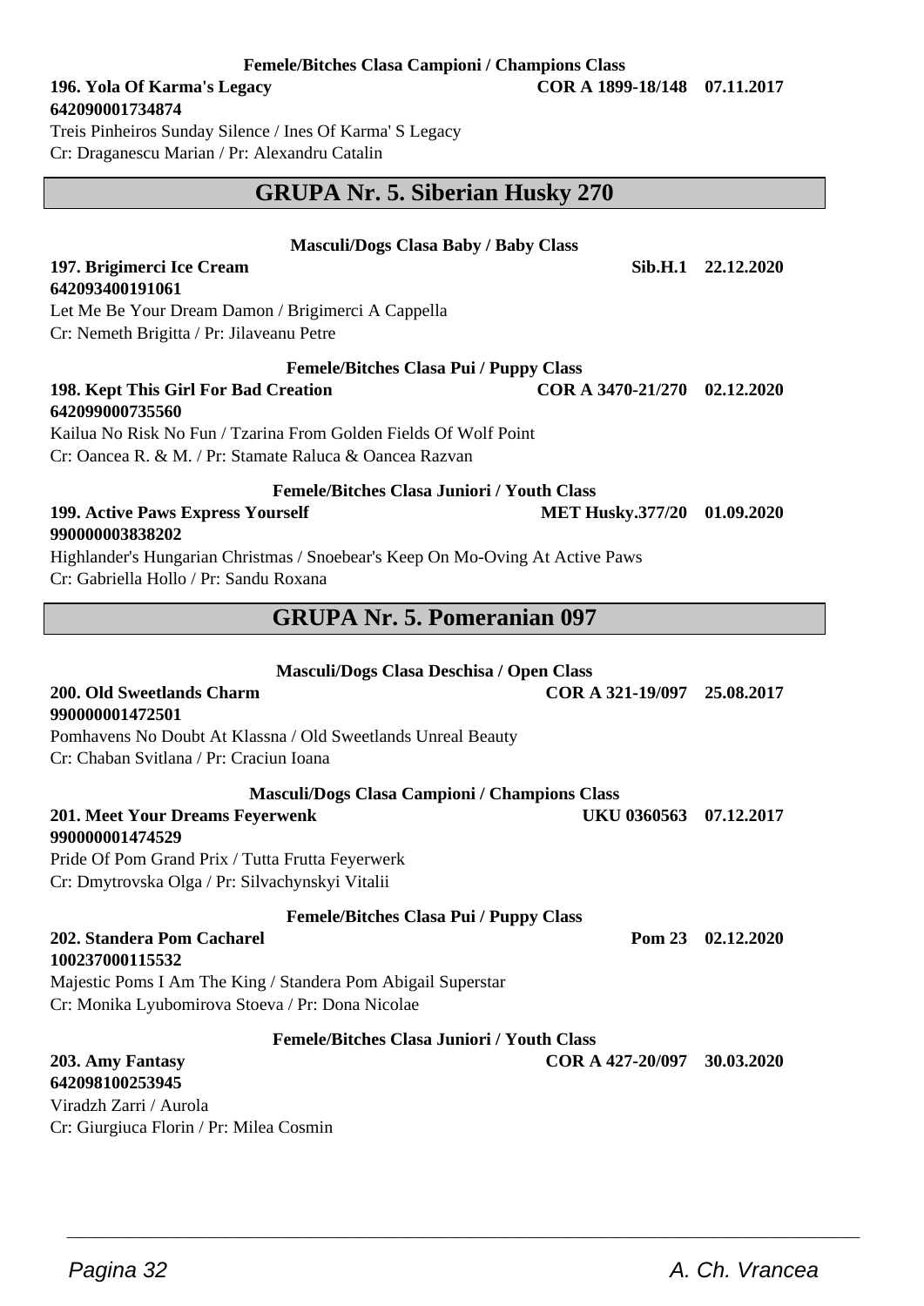**Femele/Bitches Clasa Campioni / Champions Class**

**196. Yola Of Karma's Legacy** **COR A 1899-18/148 07.11.2017**
**642090001734874**
Treis Pinheiros Sunday Silence / Ines Of Karma' S Legacy
Cr: Draganescu Marian / Pr: Alexandru Catalin

## GRUPA Nr. 5. Siberian Husky 270

**Masculi/Dogs Clasa Baby / Baby Class**

**197. Brigimerci Ice Cream** **Sib.H.1 22.12.2020**
**642093400191061**
Let Me Be Your Dream Damon / Brigimerci A Cappella
Cr: Nemeth Brigitta / Pr: Jilaveanu Petre

**Femele/Bitches Clasa Pui / Puppy Class**

**198. Kept This Girl For Bad Creation** **COR A 3470-21/270 02.12.2020**
**642099000735560**
Kailua No Risk No Fun / Tzarina From Golden Fields Of Wolf Point
Cr: Oancea R. & M. / Pr: Stamate Raluca & Oancea Razvan

**Femele/Bitches Clasa Juniori / Youth Class**

**199. Active Paws Express Yourself** **MET Husky.377/20 01.09.2020**
**990000003838202**
Highlander's Hungarian Christmas / Snoebear's Keep On Mo-Oving At Active Paws
Cr: Gabriella Hollo / Pr: Sandu Roxana

## GRUPA Nr. 5. Pomeranian 097

**Masculi/Dogs Clasa Deschisa / Open Class**

**200. Old Sweetlands Charm** **COR A 321-19/097 25.08.2017**
**990000001472501**
Pomhavens No Doubt At Klassna / Old Sweetlands Unreal Beauty
Cr: Chaban Svitlana / Pr: Craciun Ioana

**Masculi/Dogs Clasa Campioni / Champions Class**

**201. Meet Your Dreams Feyerwenk** **UKU 0360563 07.12.2017**
**990000001474529**
Pride Of Pom Grand Prix / Tutta Frutta Feyerwerk
Cr: Dmytrovska Olga / Pr: Silvachynskyi Vitalii

**Femele/Bitches Clasa Pui / Puppy Class**

**202. Standera Pom Cacharel** **Pom 23 02.12.2020**
**100237000115532**
Majestic Poms I Am The King / Standera Pom Abigail Superstar
Cr: Monika Lyubomirova Stoeva / Pr: Dona Nicolae

**Femele/Bitches Clasa Juniori / Youth Class**

**203. Amy Fantasy** **COR A 427-20/097 30.03.2020**
**642098100253945**
Viradzh Zarri / Aurola
Cr: Giurgiuca Florin / Pr: Milea Cosmin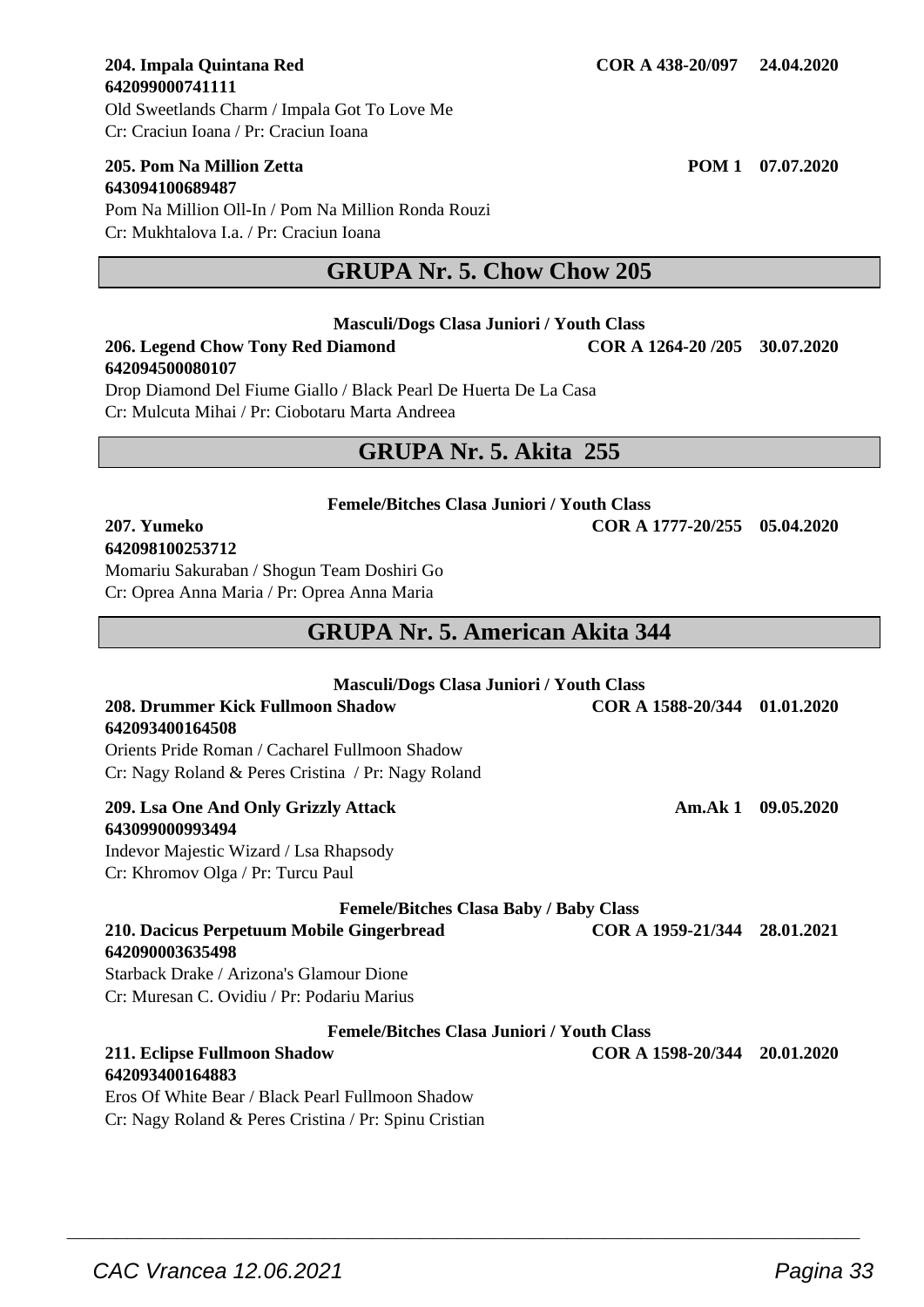**204. Impala Quintana Red** **COR A 438-20/097 24.04.2020**
**642099000741111**
Old Sweetlands Charm / Impala Got To Love Me
Cr: Craciun Ioana / Pr: Craciun Ioana

**205. Pom Na Million Zetta** **POM 1 07.07.2020**
**643094100689487**
Pom Na Million Oll-In / Pom Na Million Ronda Rouzi
Cr: Mukhtalova I.a. / Pr: Craciun Ioana

## GRUPA Nr. 5. Chow Chow 205

**Masculi/Dogs Clasa Juniori / Youth Class**

**206. Legend Chow Tony Red Diamond** **COR A 1264-20 /205 30.07.2020**
**642094500080107**
Drop Diamond Del Fiume Giallo / Black Pearl De Huerta De La Casa
Cr: Mulcuta Mihai / Pr: Ciobotaru Marta Andreea

## GRUPA Nr. 5. Akita 255

**Femele/Bitches Clasa Juniori / Youth Class**

**207. Yumeko** **COR A 1777-20/255 05.04.2020**
**642098100253712**
Momariu Sakuraban / Shogun Team Doshiri Go
Cr: Oprea Anna Maria / Pr: Oprea Anna Maria

## GRUPA Nr. 5. American Akita 344

**Masculi/Dogs Clasa Juniori / Youth Class**

**208. Drummer Kick Fullmoon Shadow** **COR A 1588-20/344 01.01.2020**
**642093400164508**
Orients Pride Roman / Cacharel Fullmoon Shadow
Cr: Nagy Roland & Peres Cristina / Pr: Nagy Roland

**209. Lsa One And Only Grizzly Attack** **Am.Ak 1 09.05.2020**
**643099000993494**
Indevor Majestic Wizard / Lsa Rhapsody
Cr: Khromov Olga / Pr: Turcu Paul

**Femele/Bitches Clasa Baby / Baby Class**

**210. Dacicus Perpetuum Mobile Gingerbread** **COR A 1959-21/344 28.01.2021**
**642090003635498**
Starback Drake / Arizona's Glamour Dione
Cr: Muresan C. Ovidiu / Pr: Podariu Marius

**Femele/Bitches Clasa Juniori / Youth Class**

**211. Eclipse Fullmoon Shadow** **COR A 1598-20/344 20.01.2020**
**642093400164883**
Eros Of White Bear / Black Pearl Fullmoon Shadow
Cr: Nagy Roland & Peres Cristina / Pr: Spinu Cristian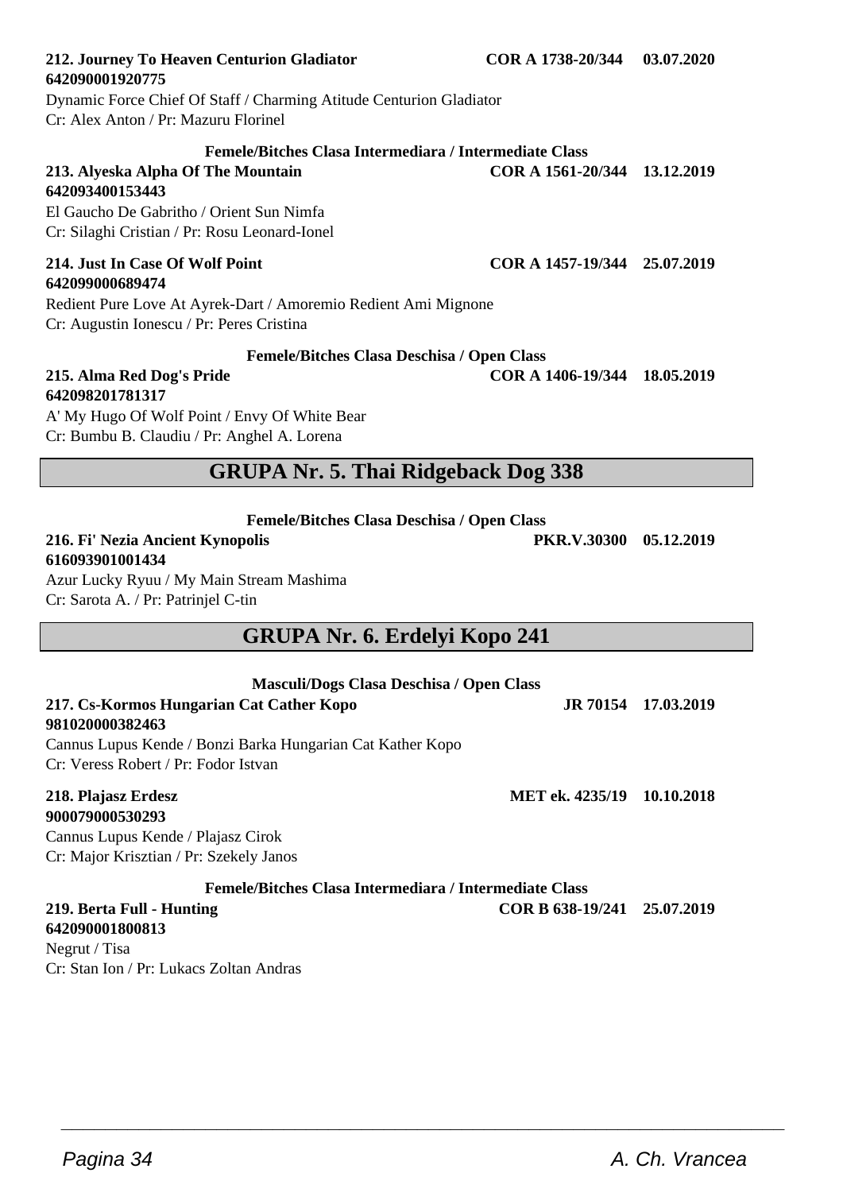**212. Journey To Heaven Centurion Gladiator** **COR A 1738-20/344** **03.07.2020**
**642090001920775**
Dynamic Force Chief Of Staff / Charming Atitude Centurion Gladiator
Cr: Alex Anton / Pr: Mazuru Florinel

**Femele/Bitches Clasa Intermediara / Intermediate Class**

**213. Alyeska Alpha Of The Mountain** **COR A 1561-20/344** **13.12.2019**
**642093400153443**
El Gaucho De Gabritho / Orient Sun Nimfa
Cr: Silaghi Cristian / Pr: Rosu Leonard-Ionel

**214. Just In Case Of Wolf Point** **COR A 1457-19/344** **25.07.2019**
**642099000689474**
Redient Pure Love At Ayrek-Dart / Amoremio Redient Ami Mignone
Cr: Augustin Ionescu / Pr: Peres Cristina

**Femele/Bitches Clasa Deschisa / Open Class**

**215. Alma Red Dog's Pride** **COR A 1406-19/344** **18.05.2019**
**642098201781317**
A' My Hugo Of Wolf Point / Envy Of White Bear
Cr: Bumbu B. Claudiu / Pr: Anghel A. Lorena

## GRUPA Nr. 5. Thai Ridgeback Dog 338

**Femele/Bitches Clasa Deschisa / Open Class**

**216. Fi' Nezia Ancient Kynopolis** **PKR.V.30300** **05.12.2019**
**616093901001434**
Azur Lucky Ryuu / My Main Stream Mashima
Cr: Sarota A. / Pr: Patrinjel C-tin

## GRUPA Nr. 6. Erdelyi Kopo 241

**Masculi/Dogs Clasa Deschisa / Open Class**

**217. Cs-Kormos Hungarian Cat Cather Kopo** **JR 70154** **17.03.2019**
**981020000382463**
Cannus Lupus Kende / Bonzi Barka Hungarian Cat Kather Kopo
Cr: Veress Robert / Pr: Fodor Istvan

**218. Plajasz Erdesz** **MET ek. 4235/19** **10.10.2018**
**900079000530293**
Cannus Lupus Kende / Plajasz Cirok
Cr: Major Krisztian / Pr: Szekely Janos

**Femele/Bitches Clasa Intermediara / Intermediate Class**

**219. Berta Full - Hunting** **COR B 638-19/241** **25.07.2019**
**642090001800813**
Negrut / Tisa
Cr: Stan Ion / Pr: Lukacs Zoltan Andras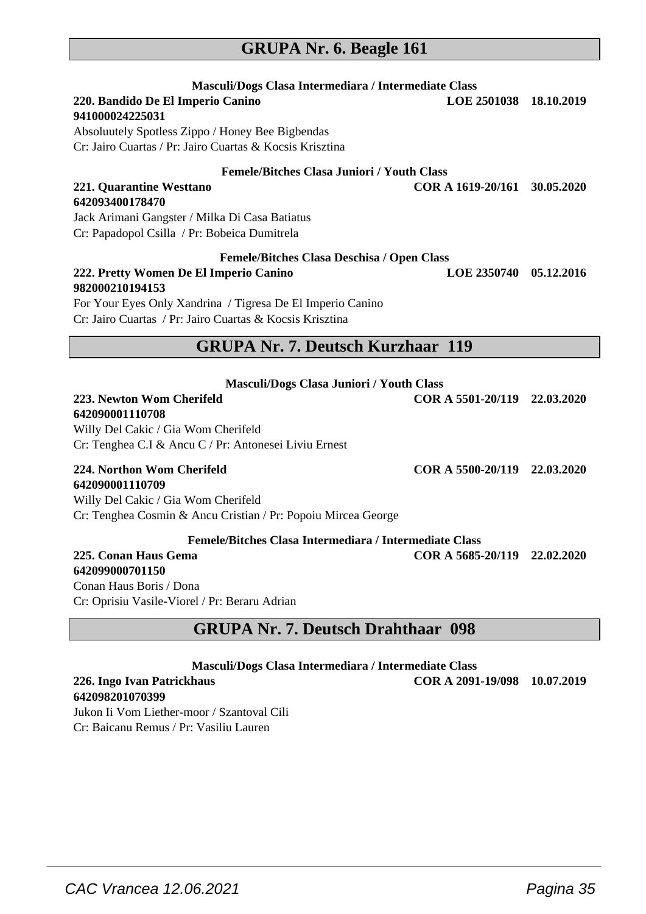## GRUPA Nr. 6. Beagle 161

**Masculi/Dogs Clasa Intermediara / Intermediate Class**

**220. Bandido De El Imperio Canino** **LOE 2501038 18.10.2019**
**941000024225031**
Absoluutely Spotless Zippo / Honey Bee Bigbendas
Cr: Jairo Cuartas / Pr: Jairo Cuartas & Kocsis Krisztina

**Femele/Bitches Clasa Juniori / Youth Class**

**221. Quarantine Westtano** **COR A 1619-20/161 30.05.2020**
**642093400178470**
Jack Arimani Gangster / Milka Di Casa Batiatus
Cr: Papadopol Csilla / Pr: Bobeica Dumitrela

**Femele/Bitches Clasa Deschisa / Open Class**

**222. Pretty Women De El Imperio Canino** **LOE 2350740 05.12.2016**
**982000210194153**
For Your Eyes Only Xandrina / Tigresa De El Imperio Canino
Cr: Jairo Cuartas / Pr: Jairo Cuartas & Kocsis Krisztina

## GRUPA Nr. 7. Deutsch Kurzhaar 119

**Masculi/Dogs Clasa Juniori / Youth Class**

**223. Newton Wom Cherifeld** **COR A 5501-20/119 22.03.2020**
**642090001110708**
Willy Del Cakic / Gia Wom Cherifeld
Cr: Tenghea C.I & Ancu C / Pr: Antonesei Liviu Ernest

**224. Northon Wom Cherifeld** **COR A 5500-20/119 22.03.2020**
**642090001110709**
Willy Del Cakic / Gia Wom Cherifeld
Cr: Tenghea Cosmin & Ancu Cristian / Pr: Popoiu Mircea George

**Femele/Bitches Clasa Intermediara / Intermediate Class**

**225. Conan Haus Gema** **COR A 5685-20/119 22.02.2020**
**642099000701150**
Conan Haus Boris / Dona
Cr: Oprisiu Vasile-Viorel / Pr: Beraru Adrian

## GRUPA Nr. 7. Deutsch Drahthaar 098

**Masculi/Dogs Clasa Intermediara / Intermediate Class**

**226. Ingo Ivan Patrickhaus** **COR A 2091-19/098 10.07.2019**
**642098201070399**
Jukon Ii Vom Liether-moor / Szantoval Cili
Cr: Baicanu Remus / Pr: Vasiliu Lauren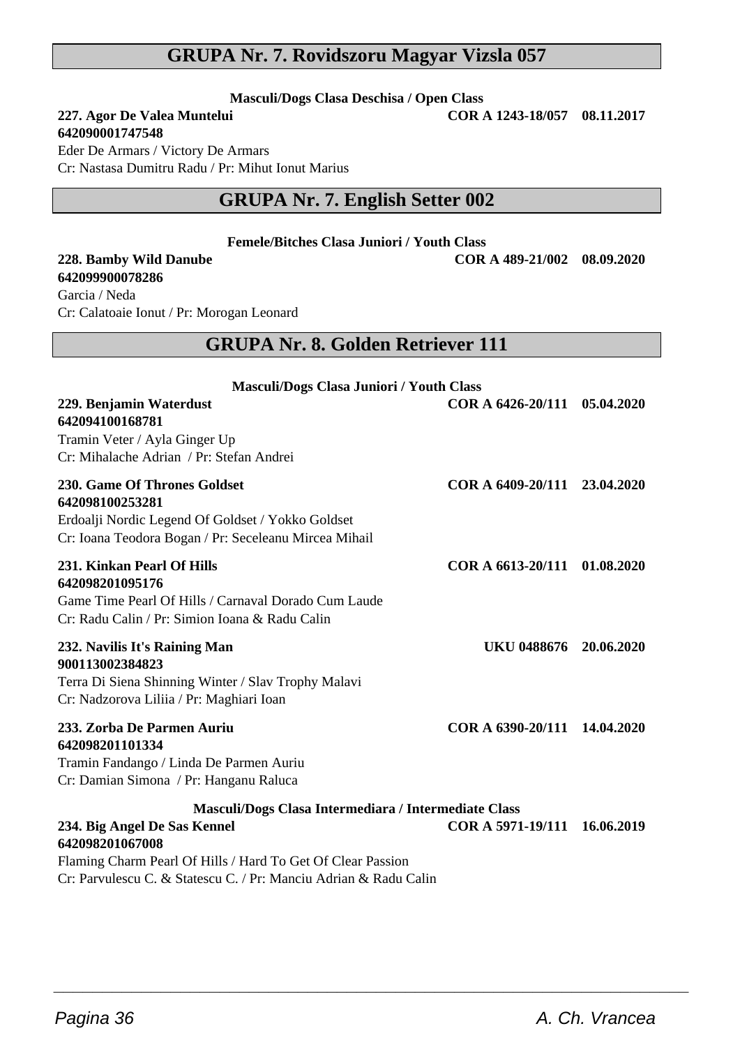## GRUPA Nr. 7. Rovidszoru Magyar Vizsla 057

**Masculi/Dogs Clasa Deschisa / Open Class**

**227. Agor De Valea Muntelui** **COR A 1243-18/057 08.11.2017**
**642090001747548**
Eder De Armars / Victory De Armars
Cr: Nastasa Dumitru Radu / Pr: Mihut Ionut Marius

## GRUPA Nr. 7. English Setter 002

**Femele/Bitches Clasa Juniori / Youth Class**

**228. Bamby Wild Danube** **COR A 489-21/002 08.09.2020**
**642099900078286**
Garcia / Neda
Cr: Calatoaie Ionut / Pr: Morogan Leonard

## GRUPA Nr. 8. Golden Retriever 111

**Masculi/Dogs Clasa Juniori / Youth Class**

**229. Benjamin Waterdust** **COR A 6426-20/111 05.04.2020**
**642094100168781**
Tramin Veter / Ayla Ginger Up
Cr: Mihalache Adrian / Pr: Stefan Andrei

**230. Game Of Thrones Goldset** **COR A 6409-20/111 23.04.2020**
**642098100253281**
Erdoalji Nordic Legend Of Goldset / Yokko Goldset
Cr: Ioana Teodora Bogan / Pr: Seceleanu Mircea Mihail

**231. Kinkan Pearl Of Hills** **COR A 6613-20/111 01.08.2020**
**642098201095176**
Game Time Pearl Of Hills / Carnaval Dorado Cum Laude
Cr: Radu Calin / Pr: Simion Ioana & Radu Calin

**232. Navilis It's Raining Man** **UKU 0488676 20.06.2020**
**900113002384823**
Terra Di Siena Shinning Winter / Slav Trophy Malavi
Cr: Nadzorova Liliia / Pr: Maghiari Ioan

**233. Zorba De Parmen Auriu** **COR A 6390-20/111 14.04.2020**
**642098201101334**
Tramin Fandango / Linda De Parmen Auriu
Cr: Damian Simona / Pr: Hanganu Raluca

**Masculi/Dogs Clasa Intermediara / Intermediate Class**

**234. Big Angel De Sas Kennel** **COR A 5971-19/111 16.06.2019**
**642098201067008**
Flaming Charm Pearl Of Hills / Hard To Get Of Clear Passion
Cr: Parvulescu C. & Statescu C. / Pr: Manciu Adrian & Radu Calin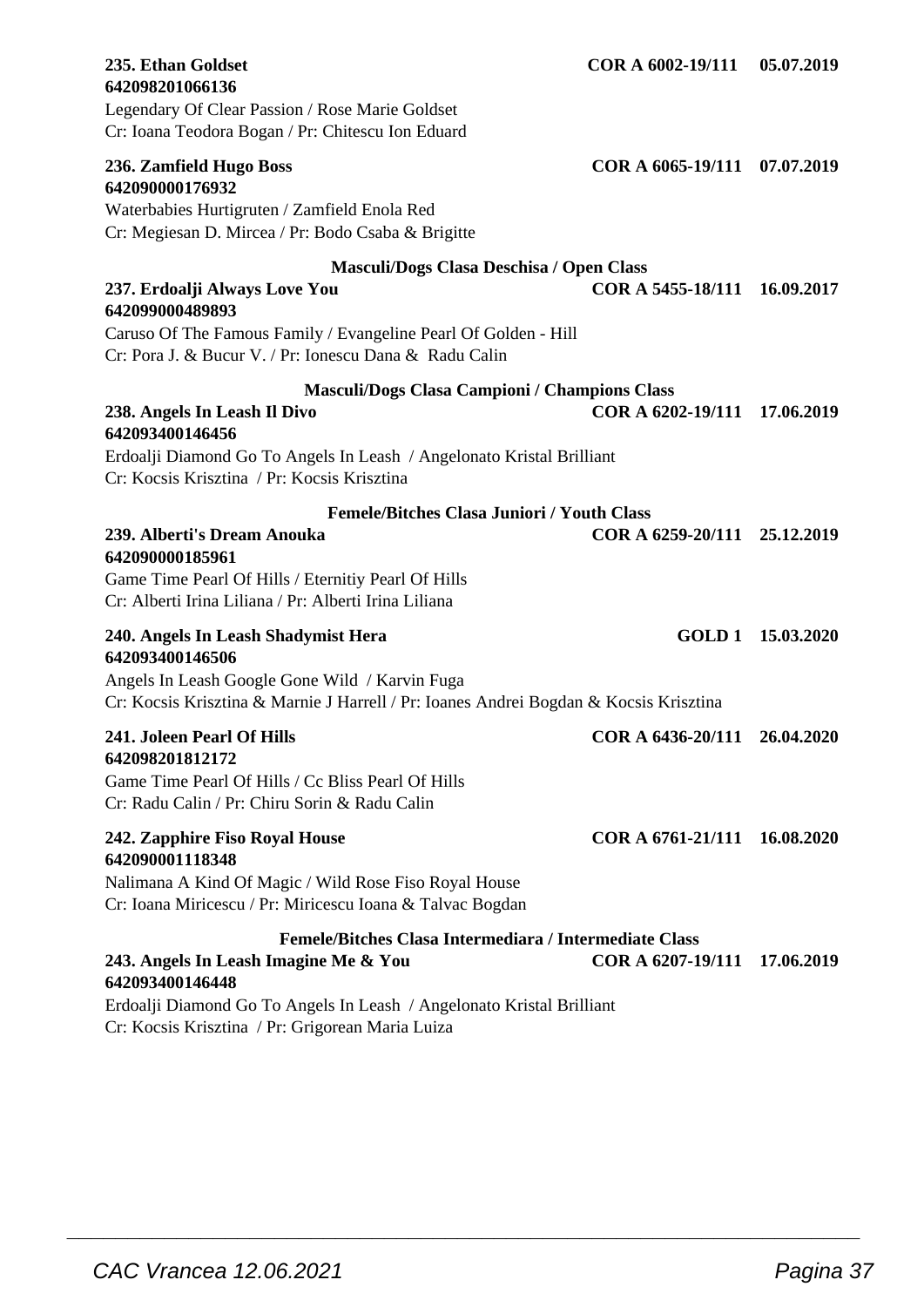**235. Ethan Goldset** **COR A 6002-19/111** **05.07.2019**
**642098201066136**
Legendary Of Clear Passion / Rose Marie Goldset
Cr: Ioana Teodora Bogan / Pr: Chitescu Ion Eduard

**236. Zamfield Hugo Boss** **COR A 6065-19/111** **07.07.2019**
**642090000176932**
Waterbabies Hurtigruten / Zamfield Enola Red
Cr: Megiesan D. Mircea / Pr: Bodo Csaba & Brigitte

### Masculi/Dogs Clasa Deschisa / Open Class

**237. Erdoalji Always Love You** **COR A 5455-18/111** **16.09.2017**
**642099000489893**
Caruso Of The Famous Family / Evangeline Pearl Of Golden - Hill
Cr: Pora J. & Bucur V. / Pr: Ionescu Dana & Radu Calin

### Masculi/Dogs Clasa Campioni / Champions Class

**238. Angels In Leash Il Divo** **COR A 6202-19/111** **17.06.2019**
**642093400146456**
Erdoalji Diamond Go To Angels In Leash / Angelonato Kristal Brilliant
Cr: Kocsis Krisztina / Pr: Kocsis Krisztina

### Femele/Bitches Clasa Juniori / Youth Class

**239. Alberti's Dream Anouka** **COR A 6259-20/111** **25.12.2019**
**642090000185961**
Game Time Pearl Of Hills / Eternitiy Pearl Of Hills
Cr: Alberti Irina Liliana / Pr: Alberti Irina Liliana

**240. Angels In Leash Shadymist Hera** **GOLD 1** **15.03.2020**
**642093400146506**
Angels In Leash Google Gone Wild / Karvin Fuga
Cr: Kocsis Krisztina & Marnie J Harrell / Pr: Ioanes Andrei Bogdan & Kocsis Krisztina

**241. Joleen Pearl Of Hills** **COR A 6436-20/111** **26.04.2020**
**642098201812172**
Game Time Pearl Of Hills / Cc Bliss Pearl Of Hills
Cr: Radu Calin / Pr: Chiru Sorin & Radu Calin

**242. Zapphire Fiso Royal House** **COR A 6761-21/111** **16.08.2020**
**642090001118348**
Nalimana A Kind Of Magic / Wild Rose Fiso Royal House
Cr: Ioana Miricescu / Pr: Miricescu Ioana & Talvac Bogdan

### Femele/Bitches Clasa Intermediara / Intermediate Class

**243. Angels In Leash Imagine Me & You** **COR A 6207-19/111** **17.06.2019**
**642093400146448**
Erdoalji Diamond Go To Angels In Leash / Angelonato Kristal Brilliant
Cr: Kocsis Krisztina / Pr: Grigorean Maria Luiza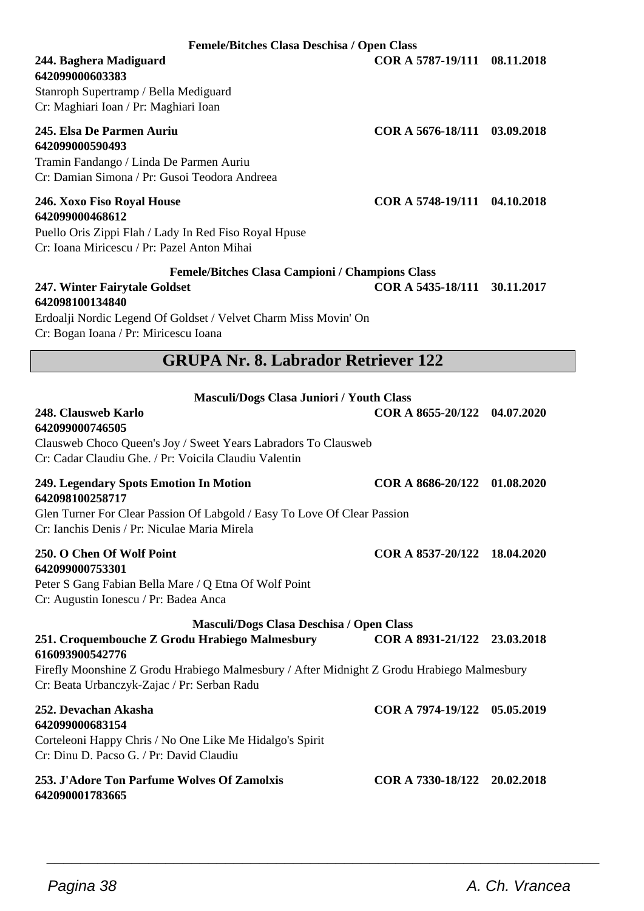**Femele/Bitches Clasa Deschisa / Open Class**

**244. Baghera Madiguard** **COR A 5787-19/111 08.11.2018**
**642099000603383**
Stanroph Supertramp / Bella Mediguard
Cr: Maghiari Ioan / Pr: Maghiari Ioan

**245. Elsa De Parmen Auriu** **COR A 5676-18/111 03.09.2018**
**642099000590493**
Tramin Fandango / Linda De Parmen Auriu
Cr: Damian Simona / Pr: Gusoi Teodora Andreea

**246. Xoxo Fiso Royal House** **COR A 5748-19/111 04.10.2018**
**642099000468612**
Puello Oris Zippi Flah / Lady In Red Fiso Royal Hpuse
Cr: Ioana Miricescu / Pr: Pazel Anton Mihai

**Femele/Bitches Clasa Campioni / Champions Class**

**247. Winter Fairytale Goldset** **COR A 5435-18/111 30.11.2017**
**642098100134840**
Erdoalji Nordic Legend Of Goldset / Velvet Charm Miss Movin' On
Cr: Bogan Ioana / Pr: Miricescu Ioana

## GRUPA Nr. 8. Labrador Retriever 122

**Masculi/Dogs Clasa Juniori / Youth Class**

**248. Clausweb Karlo** **COR A 8655-20/122 04.07.2020**
**642099000746505**
Clausweb Choco Queen's Joy / Sweet Years Labradors To Clausweb
Cr: Cadar Claudiu Ghe. / Pr: Voicila Claudiu Valentin

**249. Legendary Spots Emotion In Motion** **COR A 8686-20/122 01.08.2020**
**642098100258717**
Glen Turner For Clear Passion Of Labgold / Easy To Love Of Clear Passion
Cr: Ianchis Denis / Pr: Niculae Maria Mirela

**250. O Chen Of Wolf Point** **COR A 8537-20/122 18.04.2020**
**642099000753301**
Peter S Gang Fabian Bella Mare / Q Etna Of Wolf Point
Cr: Augustin Ionescu / Pr: Badea Anca

**Masculi/Dogs Clasa Deschisa / Open Class**

**251. Croquembouche Z Grodu Hrabiego Malmesbury** **COR A 8931-21/122 23.03.2018**
**616093900542776**
Firefly Moonshine Z Grodu Hrabiego Malmesbury / After Midnight Z Grodu Hrabiego Malmesbury
Cr: Beata Urbanczyk-Zajac / Pr: Serban Radu

**252. Devachan Akasha** **COR A 7974-19/122 05.05.2019**
**642099000683154**
Corteleoni Happy Chris / No One Like Me Hidalgo's Spirit
Cr: Dinu D. Pacso G. / Pr: David Claudiu

**253. J'Adore Ton Parfume Wolves Of Zamolxis** **COR A 7330-18/122 20.02.2018**
**642090001783665**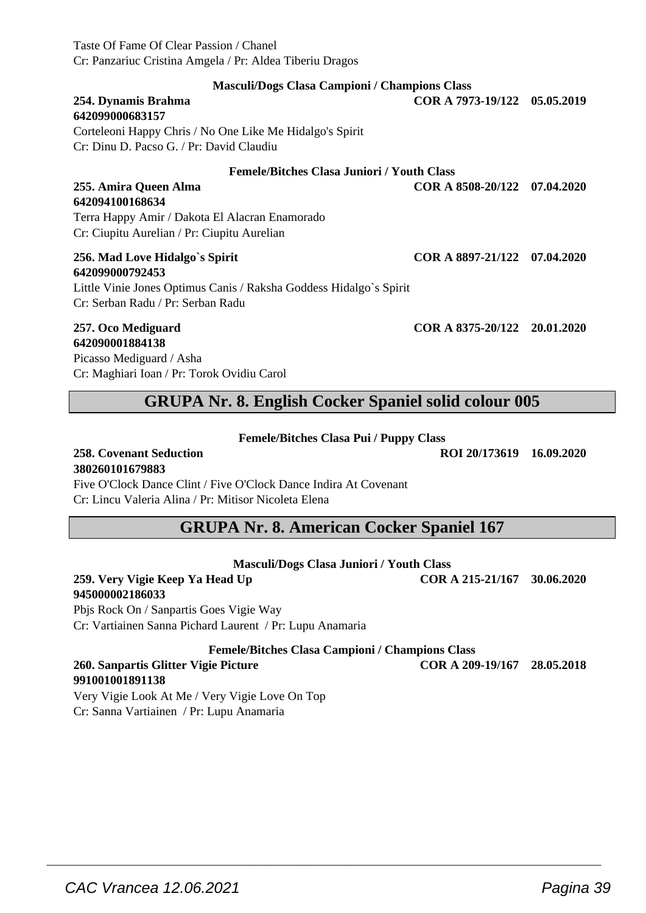Taste Of Fame Of Clear Passion / Chanel
Cr: Panzariuc Cristina Amgela / Pr: Aldea Tiberiu Dragos

**Masculi/Dogs Clasa Campioni / Champions Class**

**254. Dynamis Brahma** **COR A 7973-19/122 05.05.2019**
**642099000683157**
Corteleoni Happy Chris / No One Like Me Hidalgo's Spirit
Cr: Dinu D. Pacso G. / Pr: David Claudiu

**Femele/Bitches Clasa Juniori / Youth Class**

**255. Amira Queen Alma** **COR A 8508-20/122 07.04.2020**
**642094100168634**
Terra Happy Amir / Dakota El Alacran Enamorado
Cr: Ciupitu Aurelian / Pr: Ciupitu Aurelian

**256. Mad Love Hidalgo`s Spirit** **COR A 8897-21/122 07.04.2020**
**642099000792453**
Little Vinie Jones Optimus Canis / Raksha Goddess Hidalgo`s Spirit
Cr: Serban Radu / Pr: Serban Radu

**257. Oco Mediguard** **COR A 8375-20/122 20.01.2020**
**642090001884138**
Picasso Mediguard / Asha
Cr: Maghiari Ioan / Pr: Torok Ovidiu Carol

## GRUPA Nr. 8. English Cocker Spaniel solid colour 005

**Femele/Bitches Clasa Pui / Puppy Class**

**258. Covenant Seduction** **ROI 20/173619 16.09.2020**
**380260101679883**
Five O'Clock Dance Clint / Five O'Clock Dance Indira At Covenant
Cr: Lincu Valeria Alina / Pr: Mitisor Nicoleta Elena

## GRUPA Nr. 8. American Cocker Spaniel 167

**Masculi/Dogs Clasa Juniori / Youth Class**

**259. Very Vigie Keep Ya Head Up** **COR A 215-21/167 30.06.2020**
**945000002186033**
Pbjs Rock On / Sanpartis Goes Vigie Way
Cr: Vartiainen Sanna Pichard Laurent / Pr: Lupu Anamaria

**Femele/Bitches Clasa Campioni / Champions Class**

**260. Sanpartis Glitter Vigie Picture** **COR A 209-19/167 28.05.2018**
**991001001891138**
Very Vigie Look At Me / Very Vigie Love On Top
Cr: Sanna Vartiainen / Pr: Lupu Anamaria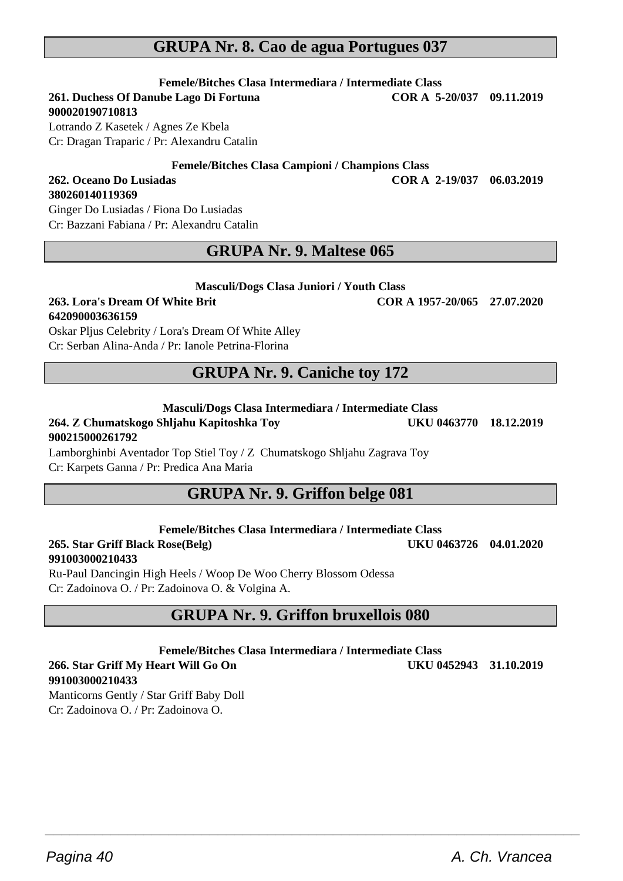## GRUPA Nr. 8. Cao de agua Portugues 037

**Femele/Bitches Clasa Intermediara / Intermediate Class**

**261. Duchess Of Danube Lago Di Fortuna** **COR A 5-20/037 09.11.2019**
**900020190710813**
Lotrando Z Kasetek / Agnes Ze Kbela
Cr: Dragan Traparic / Pr: Alexandru Catalin

**Femele/Bitches Clasa Campioni / Champions Class**

**262. Oceano Do Lusiadas** **COR A 2-19/037 06.03.2019**
**380260140119369**
Ginger Do Lusiadas / Fiona Do Lusiadas
Cr: Bazzani Fabiana / Pr: Alexandru Catalin

## GRUPA Nr. 9. Maltese 065

**Masculi/Dogs Clasa Juniori / Youth Class**

**263. Lora's Dream Of White Brit** **COR A 1957-20/065 27.07.2020**
**642090003636159**
Oskar Pljus Celebrity / Lora's Dream Of White Alley
Cr: Serban Alina-Anda / Pr: Ianole Petrina-Florina

## GRUPA Nr. 9. Caniche toy 172

**Masculi/Dogs Clasa Intermediara / Intermediate Class**

**264. Z Chumatskogo Shljahu Kapitoshka Toy** **UKU 0463770 18.12.2019**
**900215000261792**
Lamborghinbi Aventador Top Stiel Toy / Z Chumatskogo Shljahu Zagrava Toy
Cr: Karpets Ganna / Pr: Predica Ana Maria

## GRUPA Nr. 9. Griffon belge 081

**Femele/Bitches Clasa Intermediara / Intermediate Class**

**265. Star Griff Black Rose(Belg)** **UKU 0463726 04.01.2020**
**991003000210433**
Ru-Paul Dancingin High Heels / Woop De Woo Cherry Blossom Odessa
Cr: Zadoinova O. / Pr: Zadoinova O. & Volgina A.

## GRUPA Nr. 9. Griffon bruxellois 080

**Femele/Bitches Clasa Intermediara / Intermediate Class**

**266. Star Griff My Heart Will Go On** **UKU 0452943 31.10.2019**
**991003000210433**
Manticorns Gently / Star Griff Baby Doll
Cr: Zadoinova O. / Pr: Zadoinova O.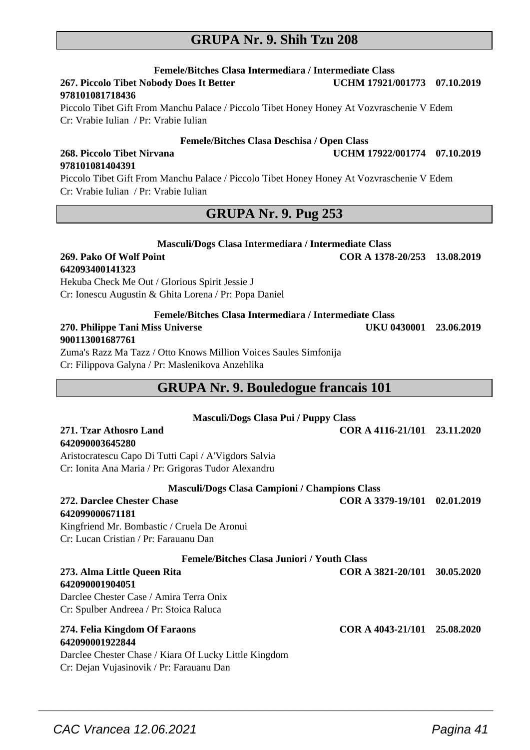## GRUPA Nr. 9. Shih Tzu 208

**Femele/Bitches Clasa Intermediara / Intermediate Class**

**267. Piccolo Tibet Nobody Does It Better** **UCHM 17921/001773 07.10.2019**
**978101081718436**
Piccolo Tibet Gift From Manchu Palace / Piccolo Tibet Honey Honey At Vozvraschenie V Edem
Cr: Vrabie Iulian / Pr: Vrabie Iulian

**Femele/Bitches Clasa Deschisa / Open Class**

**268. Piccolo Tibet Nirvana** **UCHM 17922/001774 07.10.2019**
**978101081404391**
Piccolo Tibet Gift From Manchu Palace / Piccolo Tibet Honey Honey At Vozvraschenie V Edem
Cr: Vrabie Iulian / Pr: Vrabie Iulian

## GRUPA Nr. 9. Pug 253

**Masculi/Dogs Clasa Intermediara / Intermediate Class**

**269. Pako Of Wolf Point** **COR A 1378-20/253 13.08.2019**
**642093400141323**
Hekuba Check Me Out / Glorious Spirit Jessie J
Cr: Ionescu Augustin & Ghita Lorena / Pr: Popa Daniel

**Femele/Bitches Clasa Intermediara / Intermediate Class**

**270. Philippe Tani Miss Universe** **UKU 0430001 23.06.2019**
**900113001687761**
Zuma's Razz Ma Tazz / Otto Knows Million Voices Saules Simfonija
Cr: Filippova Galyna / Pr: Maslenikova Anzehlika

## GRUPA Nr. 9. Bouledogue francais 101

**Masculi/Dogs Clasa Pui / Puppy Class**

**271. Tzar Athosro Land** **COR A 4116-21/101 23.11.2020**
**642090003645280**
Aristocratescu Capo Di Tutti Capi / A'Vigdors Salvia
Cr: Ionita Ana Maria / Pr: Grigoras Tudor Alexandru

**Masculi/Dogs Clasa Campioni / Champions Class**

**272. Darclee Chester Chase** **COR A 3379-19/101 02.01.2019**
**642099000671181**
Kingfriend Mr. Bombastic / Cruela De Aronui
Cr: Lucan Cristian / Pr: Farauanu Dan

**Femele/Bitches Clasa Juniori / Youth Class**

**273. Alma Little Queen Rita** **COR A 3821-20/101 30.05.2020**
**642090001904051**
Darclee Chester Case / Amira Terra Onix
Cr: Spulber Andreea / Pr: Stoica Raluca

**274. Felia Kingdom Of Faraons** **COR A 4043-21/101 25.08.2020**
**642090001922844**
Darclee Chester Chase / Kiara Of Lucky Little Kingdom
Cr: Dejan Vujasinovik / Pr: Farauanu Dan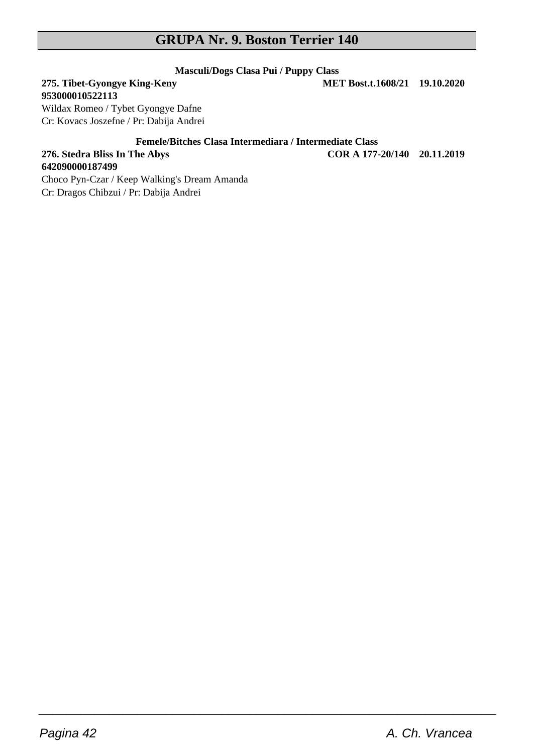# GRUPA Nr. 9. Boston Terrier 140

**Masculi/Dogs Clasa Pui / Puppy Class**

**275. Tibet-Gyongye King-Keny** **MET Bost.t.1608/21 19.10.2020**
**953000010522113**
Wildax Romeo / Tybet Gyongye Dafne
Cr: Kovacs Joszefne / Pr: Dabija Andrei

**Femele/Bitches Clasa Intermediara / Intermediate Class**

**276. Stedra Bliss In The Abys** **COR A 177-20/140 20.11.2019**
**642090000187499**
Choco Pyn-Czar / Keep Walking's Dream Amanda
Cr: Dragos Chibzui / Pr: Dabija Andrei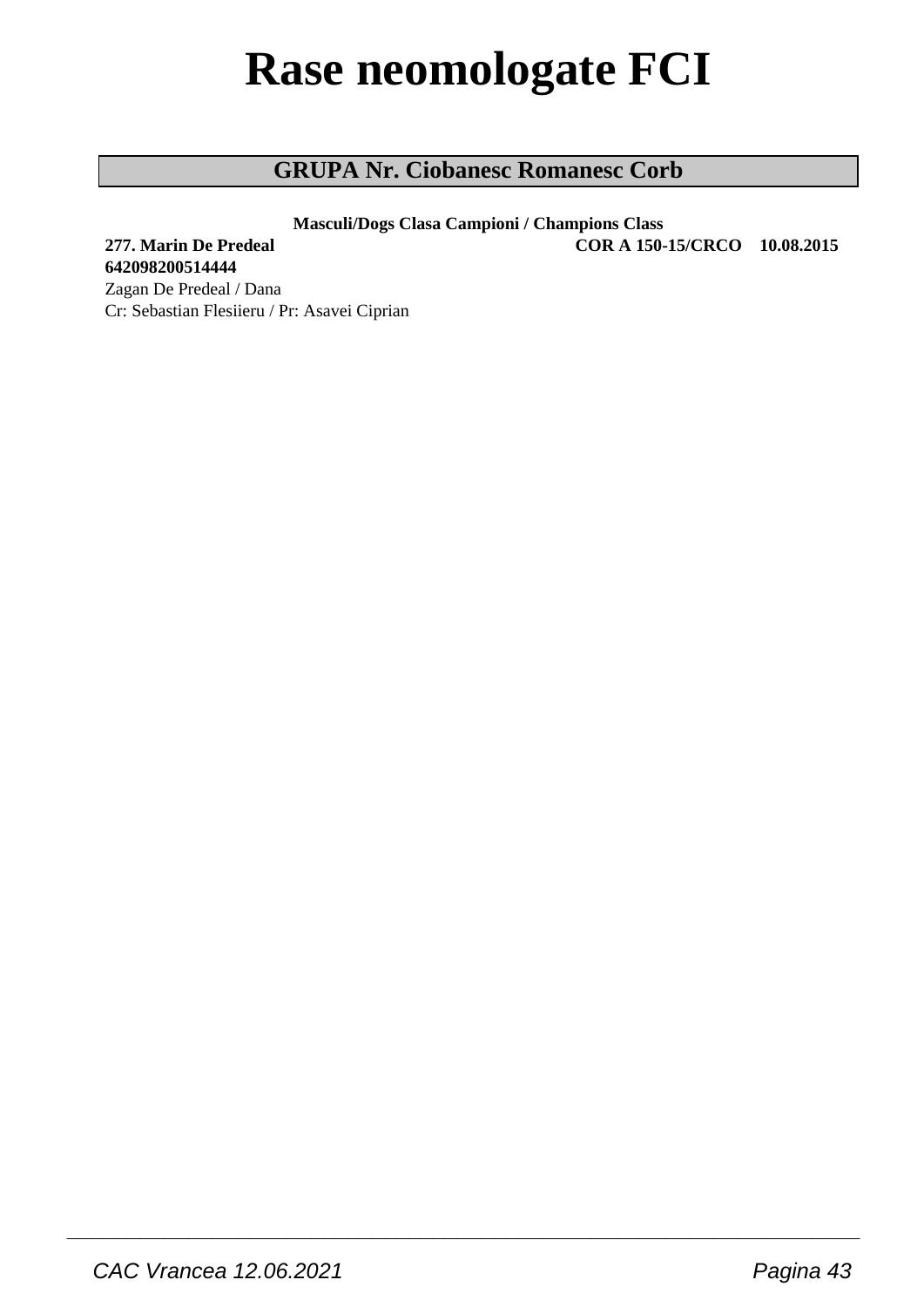# Rase neomologate FCI

## GRUPA Nr. Ciobanesc Romanesc Corb

**Masculi/Dogs Clasa Campioni / Champions Class**

**277. Marin De Predeal** **COR A 150-15/CRCO 10.08.2015**
**642098200514444**
Zagan De Predeal / Dana
Cr: Sebastian Flesiieru / Pr: Asavei Ciprian